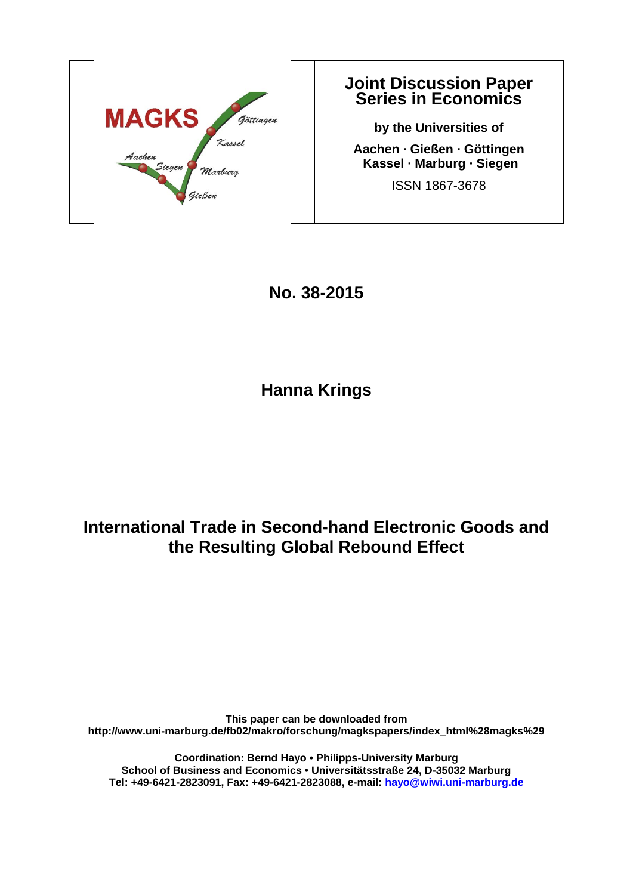MAGKS

Aachen · Siegen · Marburg · Gießen · Kassel · Göttingen

# Joint Discussion Paper Series in Economics

**by the Universities of**

**Aachen · Gießen · Göttingen Kassel · Marburg · Siegen**

ISSN 1867-3678

**No. 38-2015**

**Hanna Krings**

# International Trade in Second-hand Electronic Goods and the Resulting Global Rebound Effect

**This paper can be downloaded from**
**http://www.uni-marburg.de/fb02/makro/forschung/magkspapers/index_html%28magks%29**

**Coordination: Bernd Hayo • Philipps-University Marburg**
**School of Business and Economics • Universitätsstraße 24, D-35032 Marburg**
**Tel: +49-6421-2823091, Fax: +49-6421-2823088, e-mail: hayo@wiwi.uni-marburg.de**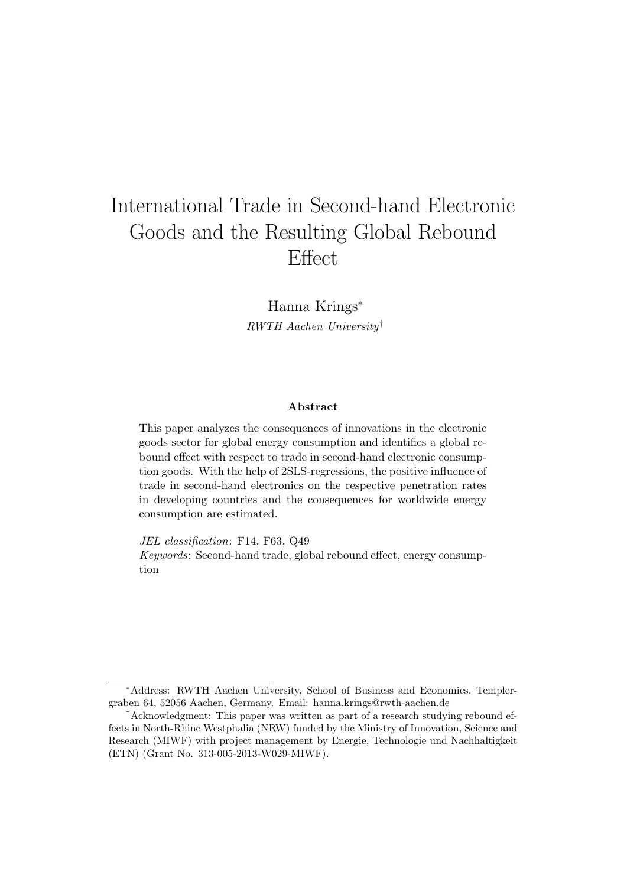# International Trade in Second-hand Electronic Goods and the Resulting Global Rebound Effect

Hanna Krings[*]

*RWTH Aachen University*[†]

### Abstract

This paper analyzes the consequences of innovations in the electronic goods sector for global energy consumption and identifies a global rebound effect with respect to trade in second-hand electronic consumption goods. With the help of 2SLS-regressions, the positive influence of trade in second-hand electronics on the respective penetration rates in developing countries and the consequences for worldwide energy consumption are estimated.

*JEL classification*: F14, F63, Q49

*Keywords*: Second-hand trade, global rebound effect, energy consumption

---

[*]Address: RWTH Aachen University, School of Business and Economics, Templergraben 64, 52056 Aachen, Germany. Email: hanna.krings@rwth-aachen.de

[†]*Acknowledgment*: This paper was written as part of a research studying rebound effects in North-Rhine Westphalia (NRW) funded by the Ministry of Innovation, Science and Research (MIWF) with project management by Energie, Technologie und Nachhaltigkeit (ETN) (Grant No. 313-005-2013-W029-MIWF).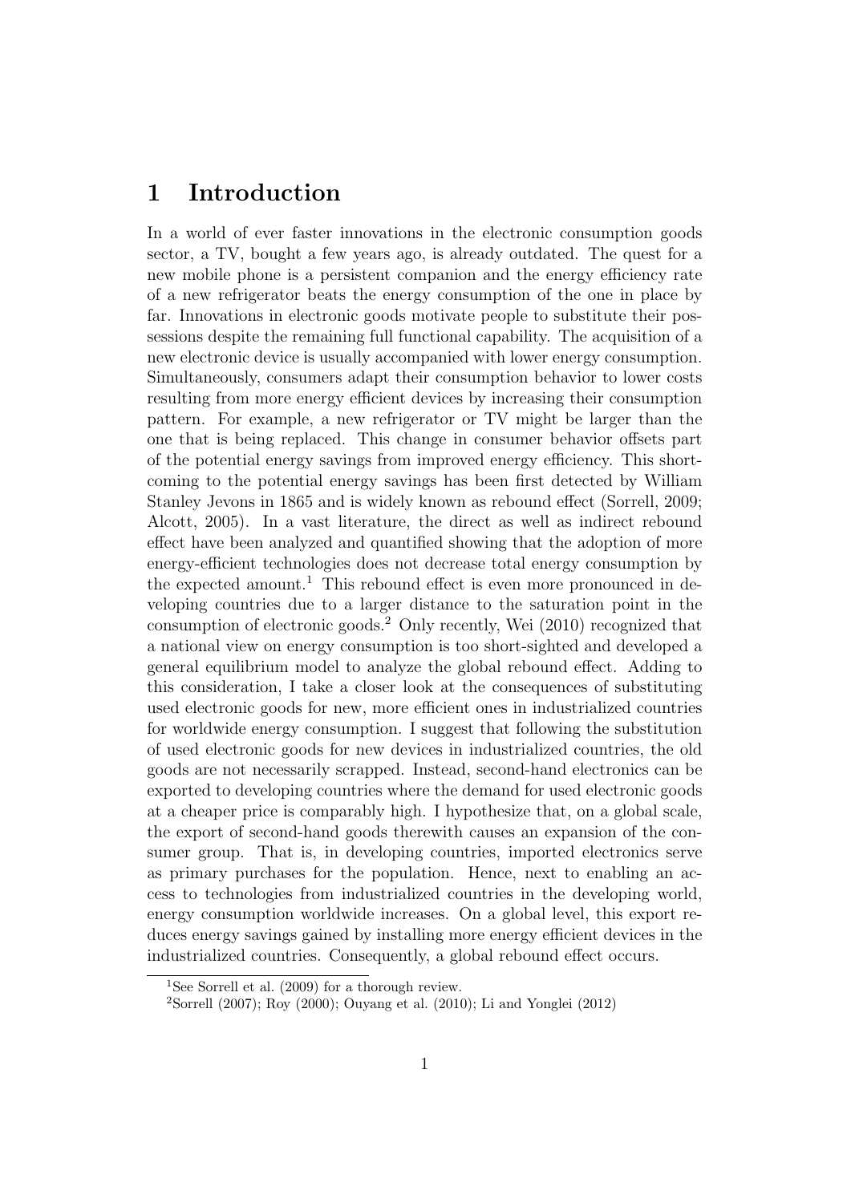# 1 Introduction

In a world of ever faster innovations in the electronic consumption goods sector, a TV, bought a few years ago, is already outdated. The quest for a new mobile phone is a persistent companion and the energy efficiency rate of a new refrigerator beats the energy consumption of the one in place by far. Innovations in electronic goods motivate people to substitute their possessions despite the remaining full functional capability. The acquisition of a new electronic device is usually accompanied with lower energy consumption. Simultaneously, consumers adapt their consumption behavior to lower costs resulting from more energy efficient devices by increasing their consumption pattern. For example, a new refrigerator or TV might be larger than the one that is being replaced. This change in consumer behavior offsets part of the potential energy savings from improved energy efficiency. This shortcoming to the potential energy savings has been first detected by William Stanley Jevons in 1865 and is widely known as rebound effect (Sorrell, 2009; Alcott, 2005). In a vast literature, the direct as well as indirect rebound effect have been analyzed and quantified showing that the adoption of more energy-efficient technologies does not decrease total energy consumption by the expected amount.[1] This rebound effect is even more pronounced in developing countries due to a larger distance to the saturation point in the consumption of electronic goods.[2] Only recently, Wei (2010) recognized that a national view on energy consumption is too short-sighted and developed a general equilibrium model to analyze the global rebound effect. Adding to this consideration, I take a closer look at the consequences of substituting used electronic goods for new, more efficient ones in industrialized countries for worldwide energy consumption. I suggest that following the substitution of used electronic goods for new devices in industrialized countries, the old goods are not necessarily scrapped. Instead, second-hand electronics can be exported to developing countries where the demand for used electronic goods at a cheaper price is comparably high. I hypothesize that, on a global scale, the export of second-hand goods therewith causes an expansion of the consumer group. That is, in developing countries, imported electronics serve as primary purchases for the population. Hence, next to enabling an access to technologies from industrialized countries in the developing world, energy consumption worldwide increases. On a global level, this export reduces energy savings gained by installing more energy efficient devices in the industrialized countries. Consequently, a global rebound effect occurs.

[1] See Sorrell et al. (2009) for a thorough review.

[2] Sorrell (2007); Roy (2000); Ouyang et al. (2010); Li and Yonglei (2012)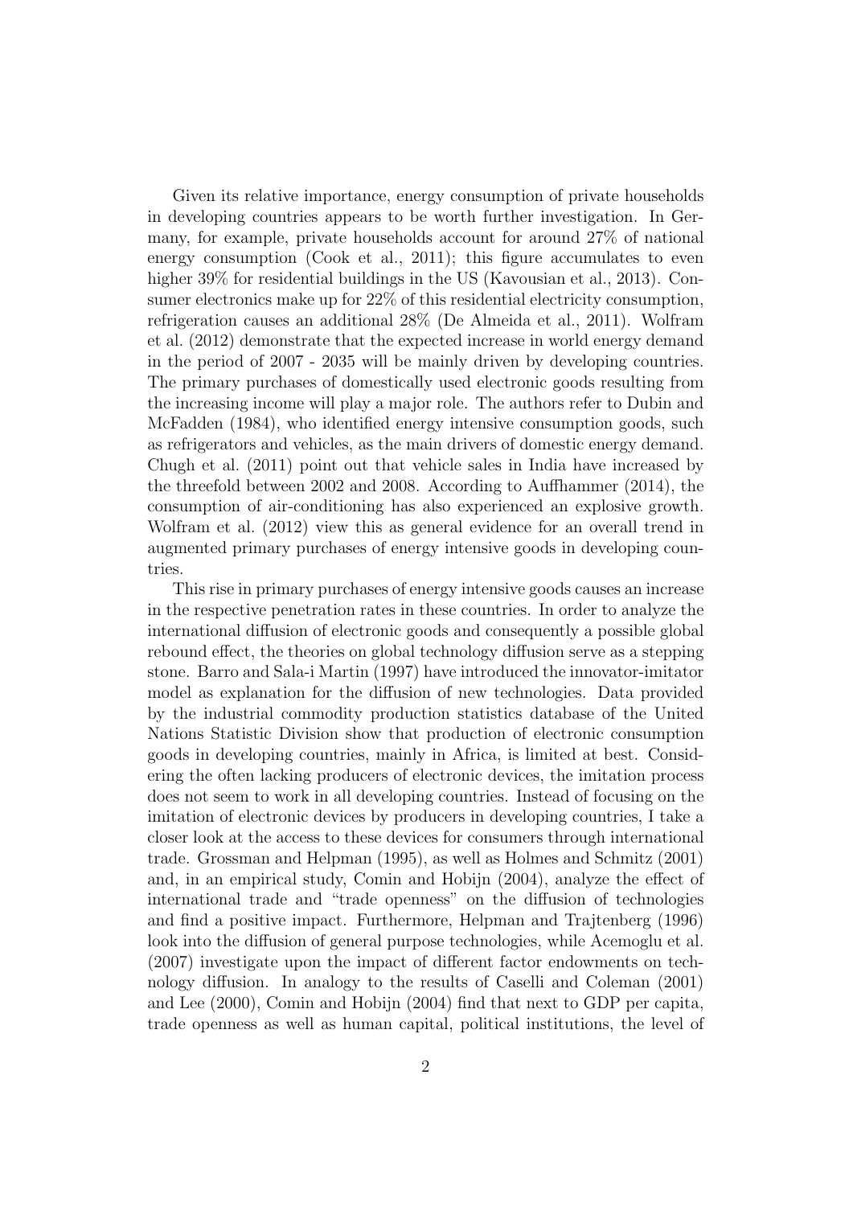Given its relative importance, energy consumption of private households in developing countries appears to be worth further investigation. In Germany, for example, private households account for around 27% of national energy consumption (Cook et al., 2011); this figure accumulates to even higher 39% for residential buildings in the US (Kavousian et al., 2013). Consumer electronics make up for 22% of this residential electricity consumption, refrigeration causes an additional 28% (De Almeida et al., 2011). Wolfram et al. (2012) demonstrate that the expected increase in world energy demand in the period of 2007 - 2035 will be mainly driven by developing countries. The primary purchases of domestically used electronic goods resulting from the increasing income will play a major role. The authors refer to Dubin and McFadden (1984), who identified energy intensive consumption goods, such as refrigerators and vehicles, as the main drivers of domestic energy demand. Chugh et al. (2011) point out that vehicle sales in India have increased by the threefold between 2002 and 2008. According to Auffhammer (2014), the consumption of air-conditioning has also experienced an explosive growth. Wolfram et al. (2012) view this as general evidence for an overall trend in augmented primary purchases of energy intensive goods in developing countries.

This rise in primary purchases of energy intensive goods causes an increase in the respective penetration rates in these countries. In order to analyze the international diffusion of electronic goods and consequently a possible global rebound effect, the theories on global technology diffusion serve as a stepping stone. Barro and Sala-i Martin (1997) have introduced the innovator-imitator model as explanation for the diffusion of new technologies. Data provided by the industrial commodity production statistics database of the United Nations Statistic Division show that production of electronic consumption goods in developing countries, mainly in Africa, is limited at best. Considering the often lacking producers of electronic devices, the imitation process does not seem to work in all developing countries. Instead of focusing on the imitation of electronic devices by producers in developing countries, I take a closer look at the access to these devices for consumers through international trade. Grossman and Helpman (1995), as well as Holmes and Schmitz (2001) and, in an empirical study, Comin and Hobijn (2004), analyze the effect of international trade and "trade openness" on the diffusion of technologies and find a positive impact. Furthermore, Helpman and Trajtenberg (1996) look into the diffusion of general purpose technologies, while Acemoglu et al. (2007) investigate upon the impact of different factor endowments on technology diffusion. In analogy to the results of Caselli and Coleman (2001) and Lee (2000), Comin and Hobijn (2004) find that next to GDP per capita, trade openness as well as human capital, political institutions, the level of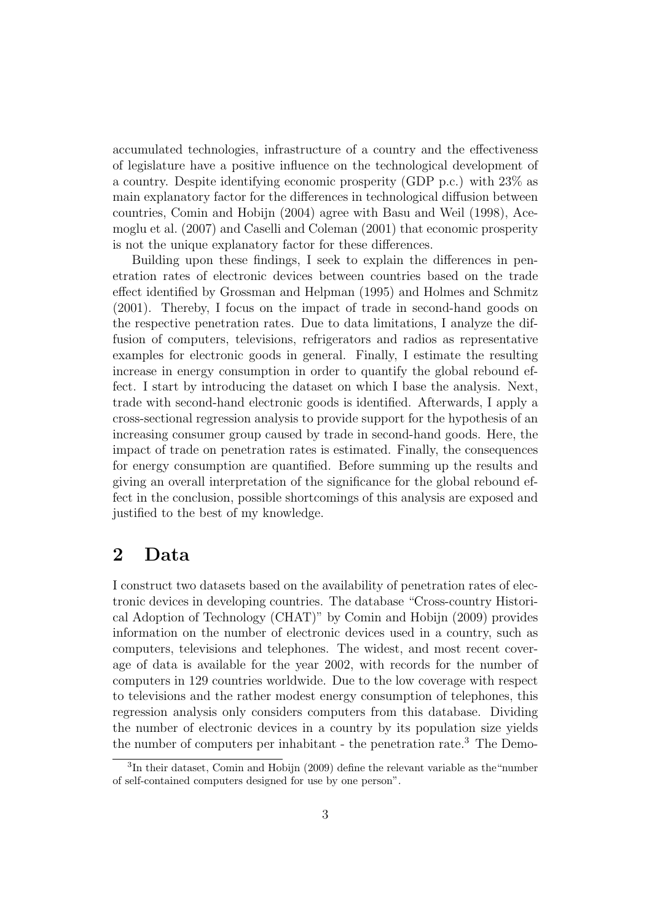accumulated technologies, infrastructure of a country and the effectiveness of legislature have a positive influence on the technological development of a country. Despite identifying economic prosperity (GDP p.c.) with 23% as main explanatory factor for the differences in technological diffusion between countries, Comin and Hobijn (2004) agree with Basu and Weil (1998), Acemoglu et al. (2007) and Caselli and Coleman (2001) that economic prosperity is not the unique explanatory factor for these differences.

Building upon these findings, I seek to explain the differences in penetration rates of electronic devices between countries based on the trade effect identified by Grossman and Helpman (1995) and Holmes and Schmitz (2001). Thereby, I focus on the impact of trade in second-hand goods on the respective penetration rates. Due to data limitations, I analyze the diffusion of computers, televisions, refrigerators and radios as representative examples for electronic goods in general. Finally, I estimate the resulting increase in energy consumption in order to quantify the global rebound effect. I start by introducing the dataset on which I base the analysis. Next, trade with second-hand electronic goods is identified. Afterwards, I apply a cross-sectional regression analysis to provide support for the hypothesis of an increasing consumer group caused by trade in second-hand goods. Here, the impact of trade on penetration rates is estimated. Finally, the consequences for energy consumption are quantified. Before summing up the results and giving an overall interpretation of the significance for the global rebound effect in the conclusion, possible shortcomings of this analysis are exposed and justified to the best of my knowledge.

## 2 Data

I construct two datasets based on the availability of penetration rates of electronic devices in developing countries. The database "Cross-country Historical Adoption of Technology (CHAT)" by Comin and Hobijn (2009) provides information on the number of electronic devices used in a country, such as computers, televisions and telephones. The widest, and most recent coverage of data is available for the year 2002, with records for the number of computers in 129 countries worldwide. Due to the low coverage with respect to televisions and the rather modest energy consumption of telephones, this regression analysis only considers computers from this database. Dividing the number of electronic devices in a country by its population size yields the number of computers per inhabitant - the penetration rate.[3] The Demo-

[3] In their dataset, Comin and Hobijn (2009) define the relevant variable as the "number of self-contained computers designed for use by one person".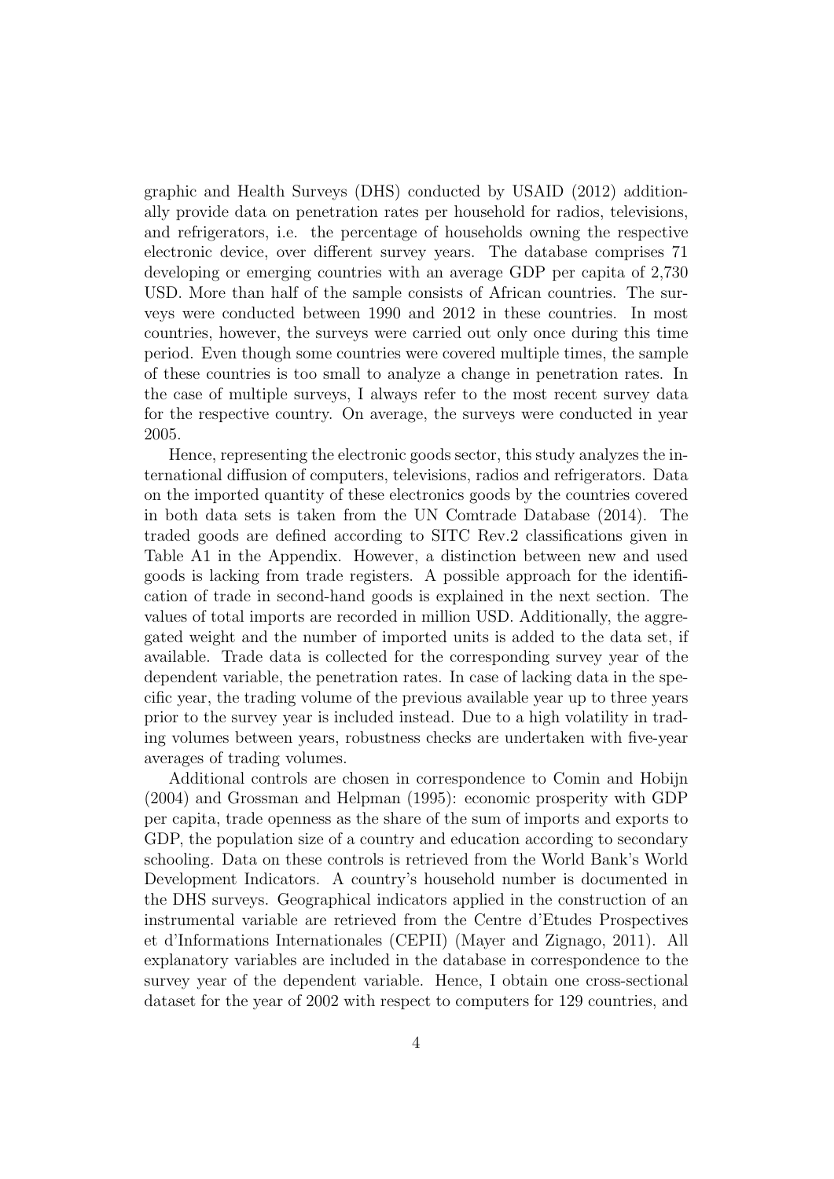graphic and Health Surveys (DHS) conducted by USAID (2012) additionally provide data on penetration rates per household for radios, televisions, and refrigerators, i.e. the percentage of households owning the respective electronic device, over different survey years. The database comprises 71 developing or emerging countries with an average GDP per capita of 2,730 USD. More than half of the sample consists of African countries. The surveys were conducted between 1990 and 2012 in these countries. In most countries, however, the surveys were carried out only once during this time period. Even though some countries were covered multiple times, the sample of these countries is too small to analyze a change in penetration rates. In the case of multiple surveys, I always refer to the most recent survey data for the respective country. On average, the surveys were conducted in year 2005.

Hence, representing the electronic goods sector, this study analyzes the international diffusion of computers, televisions, radios and refrigerators. Data on the imported quantity of these electronics goods by the countries covered in both data sets is taken from the UN Comtrade Database (2014). The traded goods are defined according to SITC Rev.2 classifications given in Table A1 in the Appendix. However, a distinction between new and used goods is lacking from trade registers. A possible approach for the identification of trade in second-hand goods is explained in the next section. The values of total imports are recorded in million USD. Additionally, the aggregated weight and the number of imported units is added to the data set, if available. Trade data is collected for the corresponding survey year of the dependent variable, the penetration rates. In case of lacking data in the specific year, the trading volume of the previous available year up to three years prior to the survey year is included instead. Due to a high volatility in trading volumes between years, robustness checks are undertaken with five-year averages of trading volumes.

Additional controls are chosen in correspondence to Comin and Hobijn (2004) and Grossman and Helpman (1995): economic prosperity with GDP per capita, trade openness as the share of the sum of imports and exports to GDP, the population size of a country and education according to secondary schooling. Data on these controls is retrieved from the World Bank's World Development Indicators. A country's household number is documented in the DHS surveys. Geographical indicators applied in the construction of an instrumental variable are retrieved from the Centre d'Etudes Prospectives et d'Informations Internationales (CEPII) (Mayer and Zignago, 2011). All explanatory variables are included in the database in correspondence to the survey year of the dependent variable. Hence, I obtain one cross-sectional dataset for the year of 2002 with respect to computers for 129 countries, and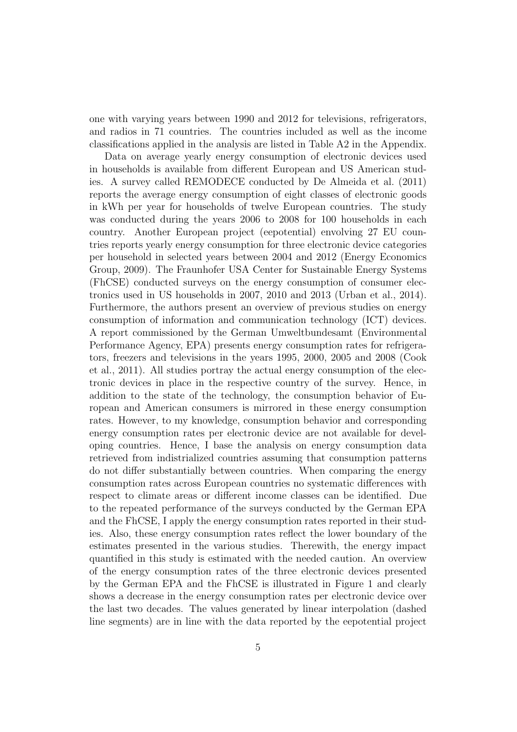one with varying years between 1990 and 2012 for televisions, refrigerators, and radios in 71 countries. The countries included as well as the income classifications applied in the analysis are listed in Table A2 in the Appendix.

Data on average yearly energy consumption of electronic devices used in households is available from different European and US American studies. A survey called REMODECE conducted by De Almeida et al. (2011) reports the average energy consumption of eight classes of electronic goods in kWh per year for households of twelve European countries. The study was conducted during the years 2006 to 2008 for 100 households in each country. Another European project (eepotential) envolving 27 EU countries reports yearly energy consumption for three electronic device categories per household in selected years between 2004 and 2012 (Energy Economics Group, 2009). The Fraunhofer USA Center for Sustainable Energy Systems (FhCSE) conducted surveys on the energy consumption of consumer electronics used in US households in 2007, 2010 and 2013 (Urban et al., 2014). Furthermore, the authors present an overview of previous studies on energy consumption of information and communication technology (ICT) devices. A report commissioned by the German Umweltbundesamt (Environmental Performance Agency, EPA) presents energy consumption rates for refrigerators, freezers and televisions in the years 1995, 2000, 2005 and 2008 (Cook et al., 2011). All studies portray the actual energy consumption of the electronic devices in place in the respective country of the survey. Hence, in addition to the state of the technology, the consumption behavior of European and American consumers is mirrored in these energy consumption rates. However, to my knowledge, consumption behavior and corresponding energy consumption rates per electronic device are not available for developing countries. Hence, I base the analysis on energy consumption data retrieved from indistrialized countries assuming that consumption patterns do not differ substantially between countries. When comparing the energy consumption rates across European countries no systematic differences with respect to climate areas or different income classes can be identified. Due to the repeated performance of the surveys conducted by the German EPA and the FhCSE, I apply the energy consumption rates reported in their studies. Also, these energy consumption rates reflect the lower boundary of the estimates presented in the various studies. Therewith, the energy impact quantified in this study is estimated with the needed caution. An overview of the energy consumption rates of the three electronic devices presented by the German EPA and the FhCSE is illustrated in Figure 1 and clearly shows a decrease in the energy consumption rates per electronic device over the last two decades. The values generated by linear interpolation (dashed line segments) are in line with the data reported by the eepotential project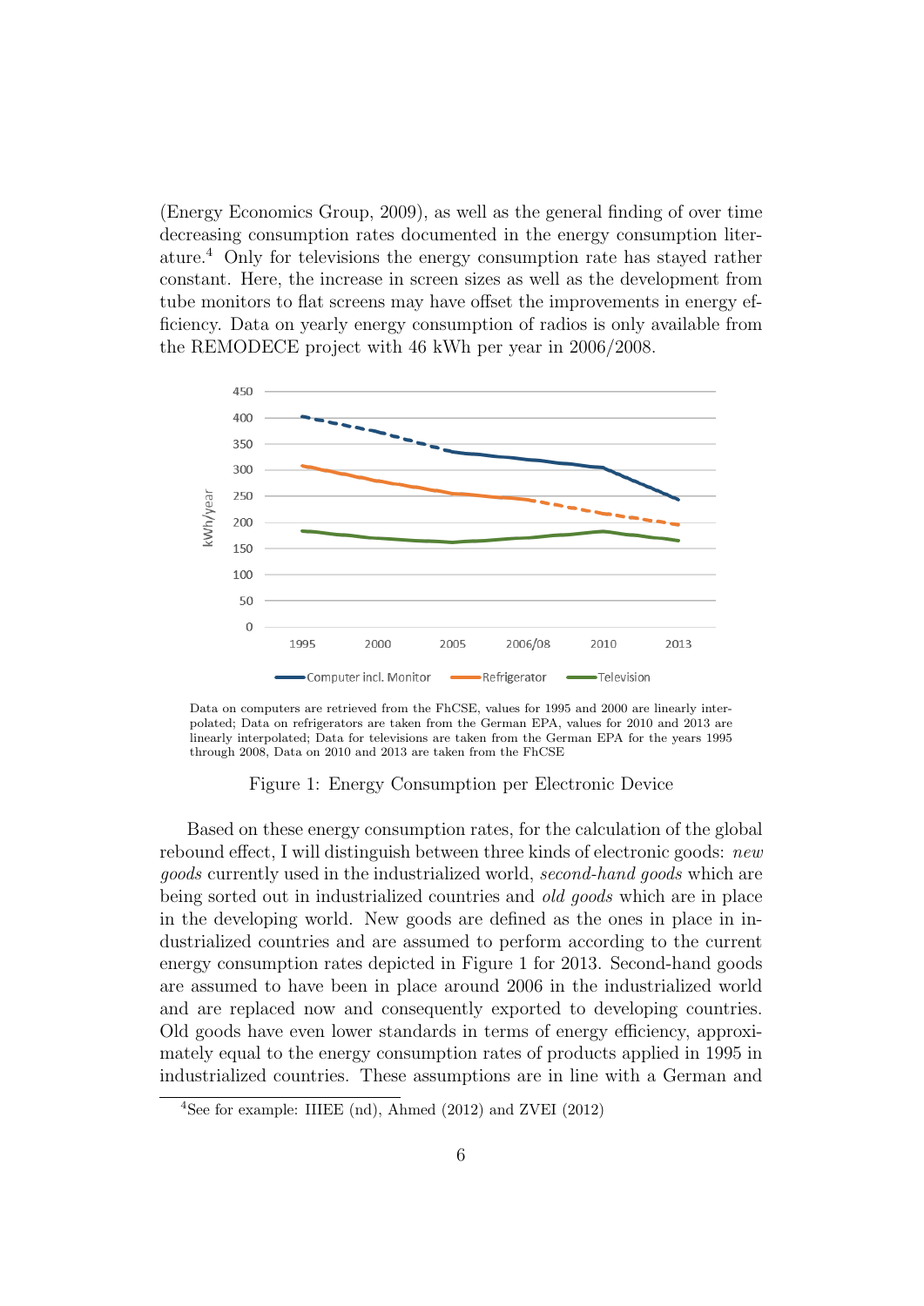(Energy Economics Group, 2009), as well as the general finding of over time decreasing consumption rates documented in the energy consumption literature.[4] Only for televisions the energy consumption rate has stayed rather constant. Here, the increase in screen sizes as well as the development from tube monitors to flat screens may have offset the improvements in energy efficiency. Data on yearly energy consumption of radios is only available from the REMODECE project with 46 kWh per year in 2006/2008.

Data on computers are retrieved from the FhCSE, values for 1995 and 2000 are linearly interpolated; Data on refrigerators are taken from the German EPA, values for 2010 and 2013 are linearly interpolated; Data for televisions are taken from the German EPA for the years 1995 through 2008, Data on 2010 and 2013 are taken from the FhCSE

Figure 1: Energy Consumption per Electronic Device

Based on these energy consumption rates, for the calculation of the global rebound effect, I will distinguish between three kinds of electronic goods: *new goods* currently used in the industrialized world, *second-hand goods* which are being sorted out in industrialized countries and *old goods* which are in place in the developing world. New goods are defined as the ones in place in industrialized countries and are assumed to perform according to the current energy consumption rates depicted in Figure 1 for 2013. Second-hand goods are assumed to have been in place around 2006 in the industrialized world and are replaced now and consequently exported to developing countries. Old goods have even lower standards in terms of energy efficiency, approximately equal to the energy consumption rates of products applied in 1995 in industrialized countries. These assumptions are in line with a German and

[4] See for example: IIIEE (nd), Ahmed (2012) and ZVEI (2012)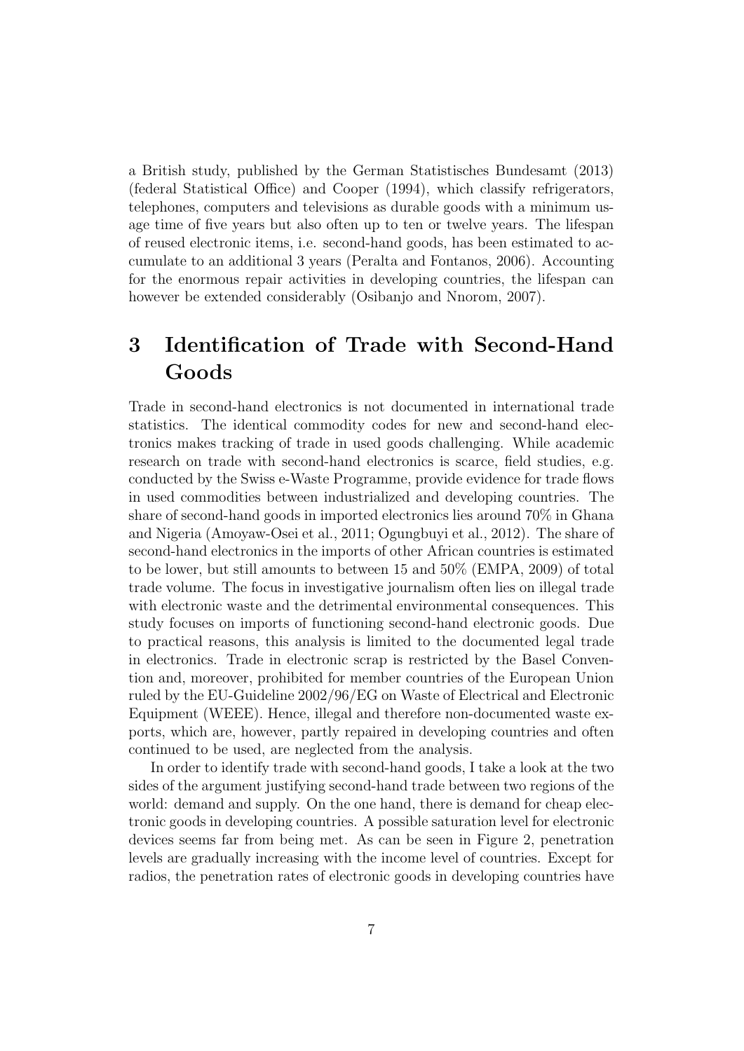a British study, published by the German Statistisches Bundesamt (2013) (federal Statistical Office) and Cooper (1994), which classify refrigerators, telephones, computers and televisions as durable goods with a minimum usage time of five years but also often up to ten or twelve years. The lifespan of reused electronic items, i.e. second-hand goods, has been estimated to accumulate to an additional 3 years (Peralta and Fontanos, 2006). Accounting for the enormous repair activities in developing countries, the lifespan can however be extended considerably (Osibanjo and Nnorom, 2007).

# 3 Identification of Trade with Second-Hand Goods

Trade in second-hand electronics is not documented in international trade statistics. The identical commodity codes for new and second-hand electronics makes tracking of trade in used goods challenging. While academic research on trade with second-hand electronics is scarce, field studies, e.g. conducted by the Swiss e-Waste Programme, provide evidence for trade flows in used commodities between industrialized and developing countries. The share of second-hand goods in imported electronics lies around 70% in Ghana and Nigeria (Amoyaw-Osei et al., 2011; Ogungbuyi et al., 2012). The share of second-hand electronics in the imports of other African countries is estimated to be lower, but still amounts to between 15 and 50% (EMPA, 2009) of total trade volume. The focus in investigative journalism often lies on illegal trade with electronic waste and the detrimental environmental consequences. This study focuses on imports of functioning second-hand electronic goods. Due to practical reasons, this analysis is limited to the documented legal trade in electronics. Trade in electronic scrap is restricted by the Basel Convention and, moreover, prohibited for member countries of the European Union ruled by the EU-Guideline 2002/96/EG on Waste of Electrical and Electronic Equipment (WEEE). Hence, illegal and therefore non-documented waste exports, which are, however, partly repaired in developing countries and often continued to be used, are neglected from the analysis.

In order to identify trade with second-hand goods, I take a look at the two sides of the argument justifying second-hand trade between two regions of the world: demand and supply. On the one hand, there is demand for cheap electronic goods in developing countries. A possible saturation level for electronic devices seems far from being met. As can be seen in Figure 2, penetration levels are gradually increasing with the income level of countries. Except for radios, the penetration rates of electronic goods in developing countries have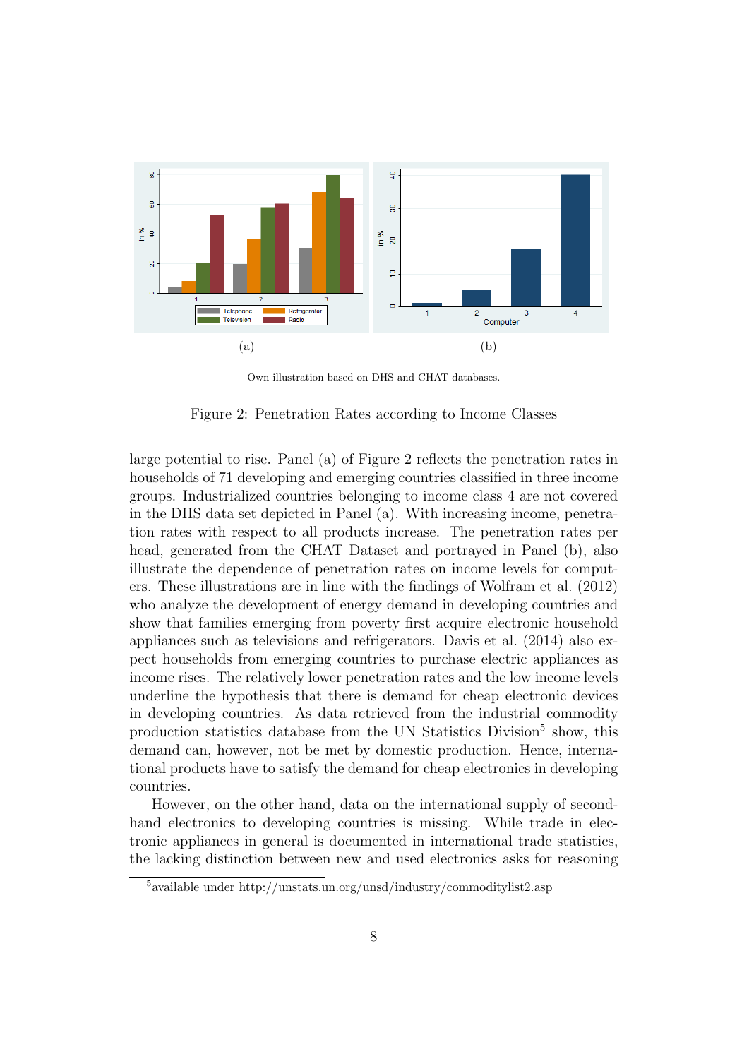Own illustration based on DHS and CHAT databases.

Figure 2: Penetration Rates according to Income Classes

large potential to rise. Panel (a) of Figure 2 reflects the penetration rates in households of 71 developing and emerging countries classified in three income groups. Industrialized countries belonging to income class 4 are not covered in the DHS data set depicted in Panel (a). With increasing income, penetration rates with respect to all products increase. The penetration rates per head, generated from the CHAT Dataset and portrayed in Panel (b), also illustrate the dependence of penetration rates on income levels for computers. These illustrations are in line with the findings of Wolfram et al. (2012) who analyze the development of energy demand in developing countries and show that families emerging from poverty first acquire electronic household appliances such as televisions and refrigerators. Davis et al. (2014) also expect households from emerging countries to purchase electric appliances as income rises. The relatively lower penetration rates and the low income levels underline the hypothesis that there is demand for cheap electronic devices in developing countries. As data retrieved from the industrial commodity production statistics database from the UN Statistics Division[5] show, this demand can, however, not be met by domestic production. Hence, international products have to satisfy the demand for cheap electronics in developing countries.

However, on the other hand, data on the international supply of second-hand electronics to developing countries is missing. While trade in electronic appliances in general is documented in international trade statistics, the lacking distinction between new and used electronics asks for reasoning

[5] available under http://unstats.un.org/unsd/industry/commoditylist2.asp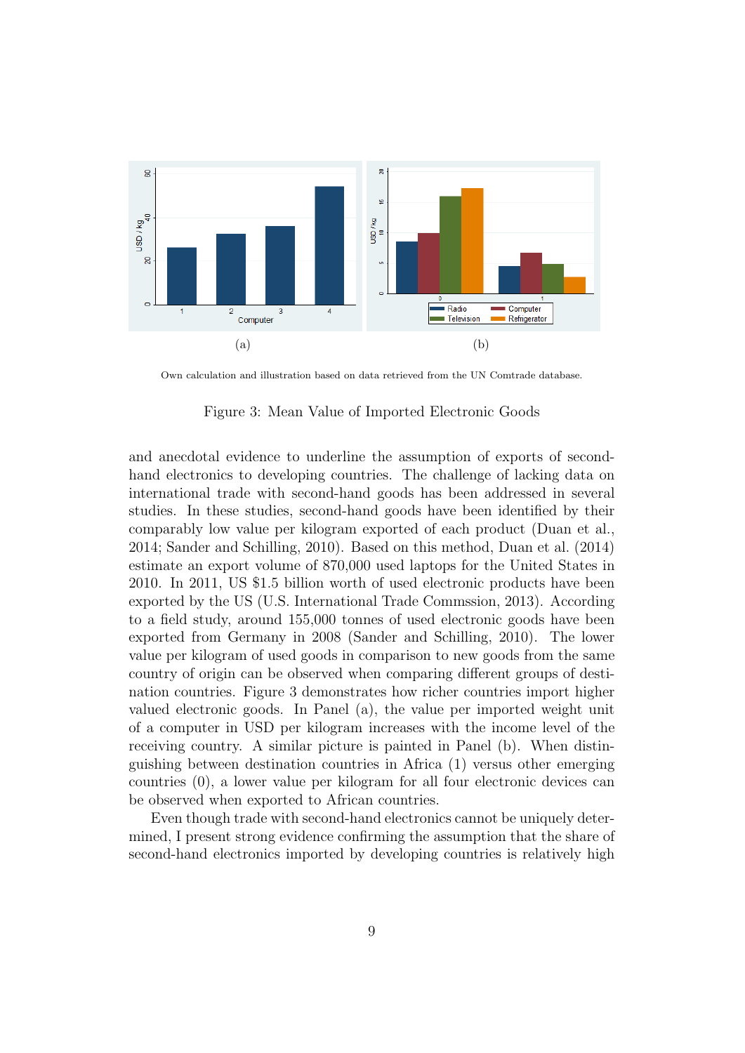(a) (b)

Own calculation and illustration based on data retrieved from the UN Comtrade database.

Figure 3: Mean Value of Imported Electronic Goods

and anecdotal evidence to underline the assumption of exports of second-hand electronics to developing countries. The challenge of lacking data on international trade with second-hand goods has been addressed in several studies. In these studies, second-hand goods have been identified by their comparably low value per kilogram exported of each product (Duan et al., 2014; Sander and Schilling, 2010). Based on this method, Duan et al. (2014) estimate an export volume of 870,000 used laptops for the United States in 2010. In 2011, US $1.5 billion worth of used electronic products have been exported by the US (U.S. International Trade Commssion, 2013). According to a field study, around 155,000 tonnes of used electronic goods have been exported from Germany in 2008 (Sander and Schilling, 2010). The lower value per kilogram of used goods in comparison to new goods from the same country of origin can be observed when comparing different groups of destination countries. Figure 3 demonstrates how richer countries import higher valued electronic goods. In Panel (a), the value per imported weight unit of a computer in USD per kilogram increases with the income level of the receiving country. A similar picture is painted in Panel (b). When distinguishing between destination countries in Africa (1) versus other emerging countries (0), a lower value per kilogram for all four electronic devices can be observed when exported to African countries.

Even though trade with second-hand electronics cannot be uniquely determined, I present strong evidence confirming the assumption that the share of second-hand electronics imported by developing countries is relatively high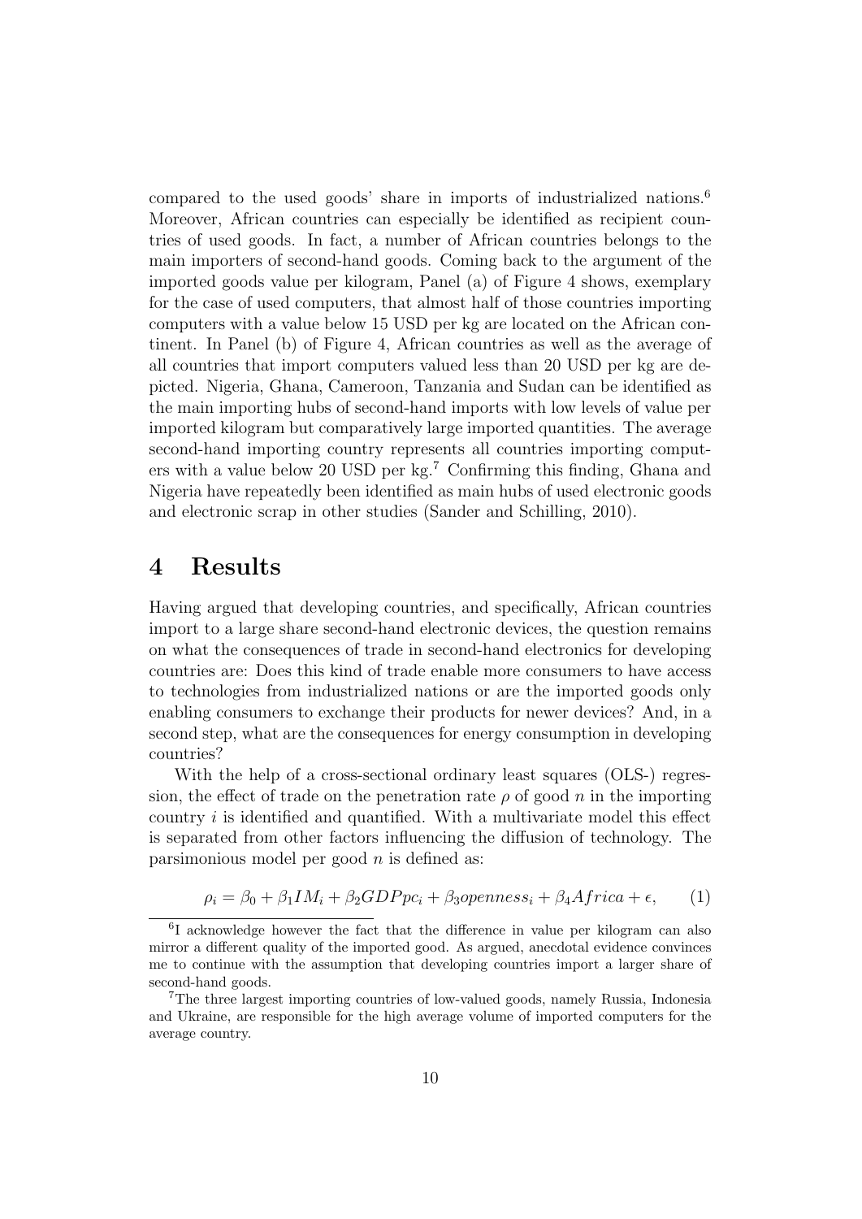compared to the used goods' share in imports of industrialized nations.[6] Moreover, African countries can especially be identified as recipient countries of used goods. In fact, a number of African countries belongs to the main importers of second-hand goods. Coming back to the argument of the imported goods value per kilogram, Panel (a) of Figure 4 shows, exemplary for the case of used computers, that almost half of those countries importing computers with a value below 15 USD per kg are located on the African continent. In Panel (b) of Figure 4, African countries as well as the average of all countries that import computers valued less than 20 USD per kg are depicted. Nigeria, Ghana, Cameroon, Tanzania and Sudan can be identified as the main importing hubs of second-hand imports with low levels of value per imported kilogram but comparatively large imported quantities. The average second-hand importing country represents all countries importing computers with a value below 20 USD per kg.[7] Confirming this finding, Ghana and Nigeria have repeatedly been identified as main hubs of used electronic goods and electronic scrap in other studies (Sander and Schilling, 2010).

# 4 Results

Having argued that developing countries, and specifically, African countries import to a large share second-hand electronic devices, the question remains on what the consequences of trade in second-hand electronics for developing countries are: Does this kind of trade enable more consumers to have access to technologies from industrialized nations or are the imported goods only enabling consumers to exchange their products for newer devices? And, in a second step, what are the consequences for energy consumption in developing countries?

With the help of a cross-sectional ordinary least squares (OLS-) regression, the effect of trade on the penetration rate $\rho$ of good $n$ in the importing country $i$ is identified and quantified. With a multivariate model this effect is separated from other factors influencing the diffusion of technology. The parsimonious model per good $n$ is defined as:

$$\rho_i = \beta_0 + \beta_1 IM_i + \beta_2 GDPpc_i + \beta_3 openness_i + \beta_4 Africa + \epsilon, \qquad (1)$$

[6] I acknowledge however the fact that the difference in value per kilogram can also mirror a different quality of the imported good. As argued, anecdotal evidence convinces me to continue with the assumption that developing countries import a larger share of second-hand goods.

[7] The three largest importing countries of low-valued goods, namely Russia, Indonesia and Ukraine, are responsible for the high average volume of imported computers for the average country.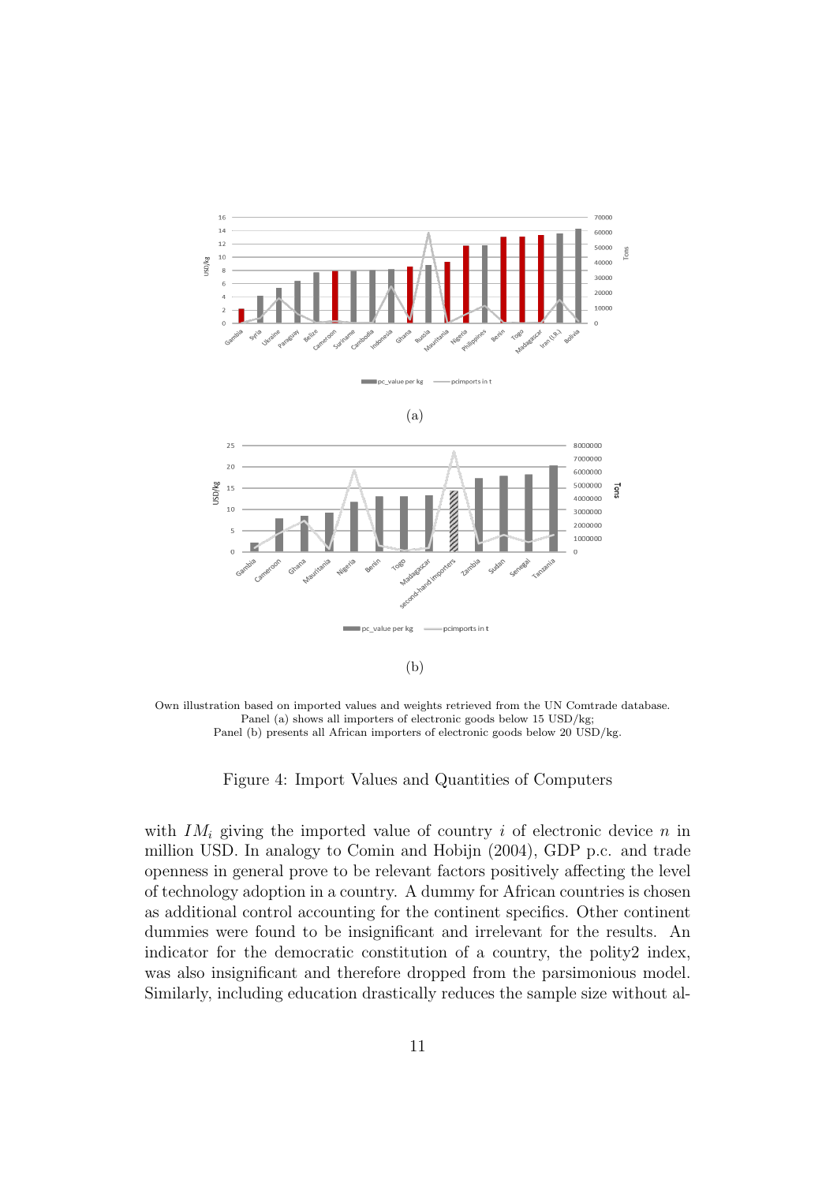(a)

(b)

Own illustration based on imported values and weights retrieved from the UN Comtrade database.
Panel (a) shows all importers of electronic goods below 15 USD/kg;
Panel (b) presents all African importers of electronic goods below 20 USD/kg.

Figure 4: Import Values and Quantities of Computers

with $IM_i$ giving the imported value of country $i$ of electronic device $n$ in million USD. In analogy to Comin and Hobijn (2004), GDP p.c. and trade openness in general prove to be relevant factors positively affecting the level of technology adoption in a country. A dummy for African countries is chosen as additional control accounting for the continent specifics. Other continent dummies were found to be insignificant and irrelevant for the results. An indicator for the democratic constitution of a country, the polity2 index, was also insignificant and therefore dropped from the parsimonious model. Similarly, including education drastically reduces the sample size without al-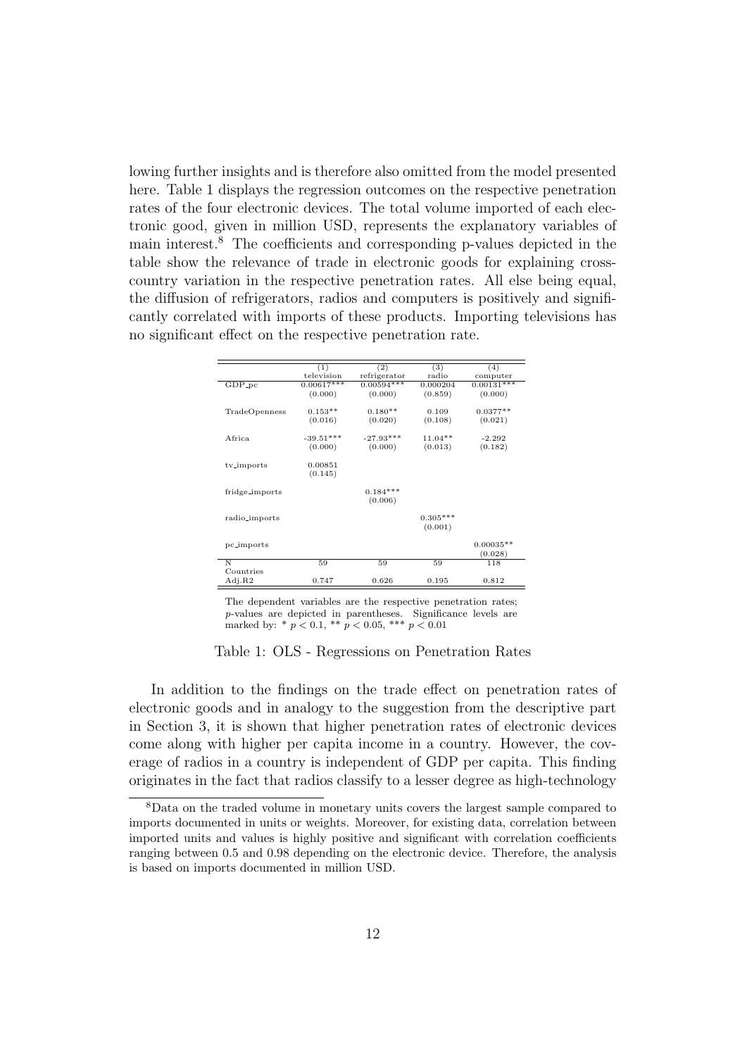lowing further insights and is therefore also omitted from the model presented here. Table 1 displays the regression outcomes on the respective penetration rates of the four electronic devices. The total volume imported of each electronic good, given in million USD, represents the explanatory variables of main interest.[8] The coefficients and corresponding p-values depicted in the table show the relevance of trade in electronic goods for explaining cross-country variation in the respective penetration rates. All else being equal, the diffusion of refrigerators, radios and computers is positively and significantly correlated with imports of these products. Importing televisions has no significant effect on the respective penetration rate.

| | (1) television | (2) refrigerator | (3) radio | (4) computer |
|---|---|---|---|---|
| GDP_pc | 0.00617*** | 0.00594*** | 0.000204 | 0.00131*** |
| | (0.000) | (0.000) | (0.859) | (0.000) |
| TradeOpenness | 0.153** | 0.180** | 0.109 | 0.0377** |
| | (0.016) | (0.020) | (0.108) | (0.021) |
| Africa | -39.51*** | -27.93*** | 11.04** | -2.292 |
| | (0.000) | (0.000) | (0.013) | (0.182) |
| tv_imports | 0.00851 | | | |
| | (0.145) | | | |
| fridge_imports | | 0.184*** | | |
| | | (0.006) | | |
| radio_imports | | | 0.305*** | |
| | | | (0.001) | |
| pc_imports | | | | 0.00035** |
| | | | | (0.028) |
| N Countries | 59 | 59 | 59 | 118 |
| Adj.R2 | 0.747 | 0.626 | 0.195 | 0.812 |

The dependent variables are the respective penetration rates; $p$-values are depicted in parentheses. Significance levels are marked by: * $p < 0.1$, ** $p < 0.05$, *** $p < 0.01$

Table 1: OLS - Regressions on Penetration Rates

In addition to the findings on the trade effect on penetration rates of electronic goods and in analogy to the suggestion from the descriptive part in Section 3, it is shown that higher penetration rates of electronic devices come along with higher per capita income in a country. However, the coverage of radios in a country is independent of GDP per capita. This finding originates in the fact that radios classify to a lesser degree as high-technology

[8] Data on the traded volume in monetary units covers the largest sample compared to imports documented in units or weights. Moreover, for existing data, correlation between imported units and values is highly positive and significant with correlation coefficients ranging between 0.5 and 0.98 depending on the electronic device. Therefore, the analysis is based on imports documented in million USD.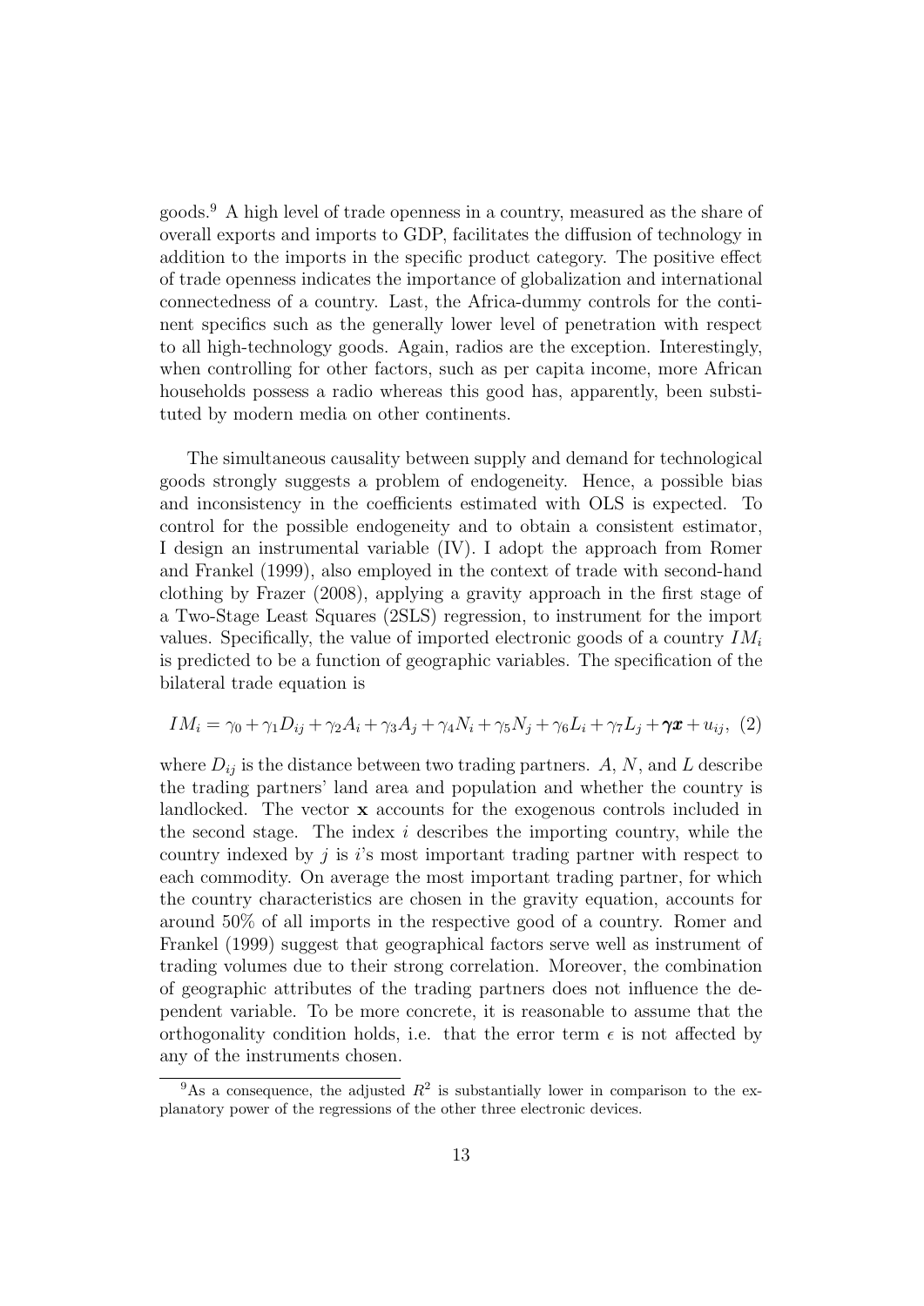goods.[9] A high level of trade openness in a country, measured as the share of overall exports and imports to GDP, facilitates the diffusion of technology in addition to the imports in the specific product category. The positive effect of trade openness indicates the importance of globalization and international connectedness of a country. Last, the Africa-dummy controls for the continent specifics such as the generally lower level of penetration with respect to all high-technology goods. Again, radios are the exception. Interestingly, when controlling for other factors, such as per capita income, more African households possess a radio whereas this good has, apparently, been substituted by modern media on other continents.

The simultaneous causality between supply and demand for technological goods strongly suggests a problem of endogeneity. Hence, a possible bias and inconsistency in the coefficients estimated with OLS is expected. To control for the possible endogeneity and to obtain a consistent estimator, I design an instrumental variable (IV). I adopt the approach from Romer and Frankel (1999), also employed in the context of trade with second-hand clothing by Frazer (2008), applying a gravity approach in the first stage of a Two-Stage Least Squares (2SLS) regression, to instrument for the import values. Specifically, the value of imported electronic goods of a country $IM_i$ is predicted to be a function of geographic variables. The specification of the bilateral trade equation is

$$IM_i = \gamma_0 + \gamma_1 D_{ij} + \gamma_2 A_i + \gamma_3 A_j + \gamma_4 N_i + \gamma_5 N_j + \gamma_6 L_i + \gamma_7 L_j + \boldsymbol{\gamma x} + u_{ij}, \quad (2)$$

where $D_{ij}$ is the distance between two trading partners. $A$, $N$, and $L$ describe the trading partners' land area and population and whether the country is landlocked. The vector $\mathbf{x}$ accounts for the exogenous controls included in the second stage. The index $i$ describes the importing country, while the country indexed by $j$ is $i$'s most important trading partner with respect to each commodity. On average the most important trading partner, for which the country characteristics are chosen in the gravity equation, accounts for around 50% of all imports in the respective good of a country. Romer and Frankel (1999) suggest that geographical factors serve well as instrument of trading volumes due to their strong correlation. Moreover, the combination of geographic attributes of the trading partners does not influence the dependent variable. To be more concrete, it is reasonable to assume that the orthogonality condition holds, i.e. that the error term $\epsilon$ is not affected by any of the instruments chosen.

[9] As a consequence, the adjusted $R^2$ is substantially lower in comparison to the explanatory power of the regressions of the other three electronic devices.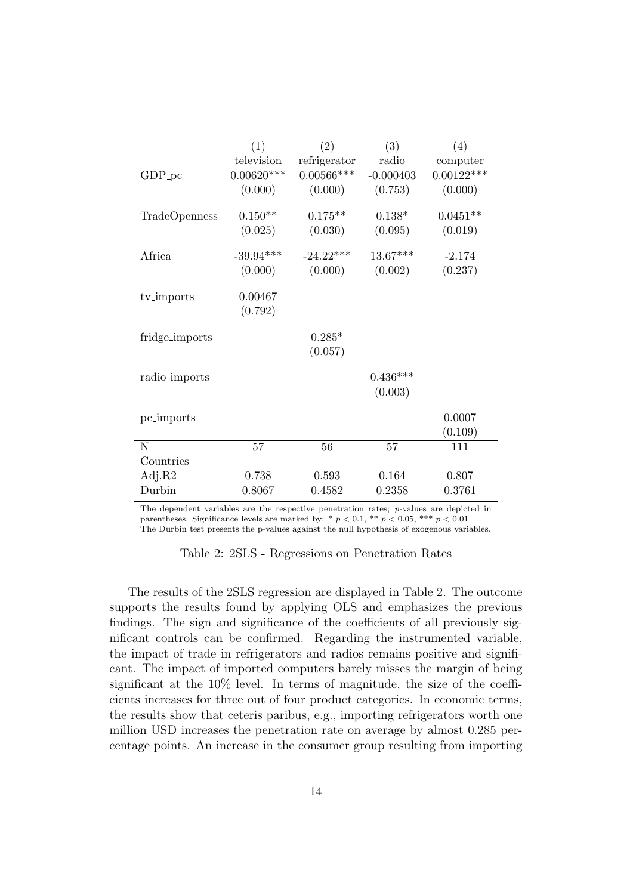|  | (1) | (2) | (3) | (4) |
|---|---|---|---|---|
|  | television | refrigerator | radio | computer |
| GDP_pc | 0.00620*** | 0.00566*** | -0.000403 | 0.00122*** |
|  | (0.000) | (0.000) | (0.753) | (0.000) |
| TradeOpenness | 0.150** | 0.175** | 0.138* | 0.0451** |
|  | (0.025) | (0.030) | (0.095) | (0.019) |
| Africa | -39.94*** | -24.22*** | 13.67*** | -2.174 |
|  | (0.000) | (0.000) | (0.002) | (0.237) |
| tv_imports | 0.00467 |  |  |  |
|  | (0.792) |  |  |  |
| fridge_imports |  | 0.285* |  |  |
|  |  | (0.057) |  |  |
| radio_imports |  |  | 0.436*** |  |
|  |  |  | (0.003) |  |
| pc_imports |  |  |  | 0.0007 |
|  |  |  |  | (0.109) |
| N | 57 | 56 | 57 | 111 |
| Countries |  |  |  |  |
| Adj.R2 | 0.738 | 0.593 | 0.164 | 0.807 |
| Durbin | 0.8067 | 0.4582 | 0.2358 | 0.3761 |

The dependent variables are the respective penetration rates; $p$-values are depicted in parentheses. Significance levels are marked by: * $p < 0.1$, ** $p < 0.05$, *** $p < 0.01$
The Durbin test presents the p-values against the null hypothesis of exogenous variables.

Table 2: 2SLS - Regressions on Penetration Rates

The results of the 2SLS regression are displayed in Table 2. The outcome supports the results found by applying OLS and emphasizes the previous findings. The sign and significance of the coefficients of all previously significant controls can be confirmed. Regarding the instrumented variable, the impact of trade in refrigerators and radios remains positive and significant. The impact of imported computers barely misses the margin of being significant at the 10% level. In terms of magnitude, the size of the coefficients increases for three out of four product categories. In economic terms, the results show that ceteris paribus, e.g., importing refrigerators worth one million USD increases the penetration rate on average by almost 0.285 percentage points. An increase in the consumer group resulting from importing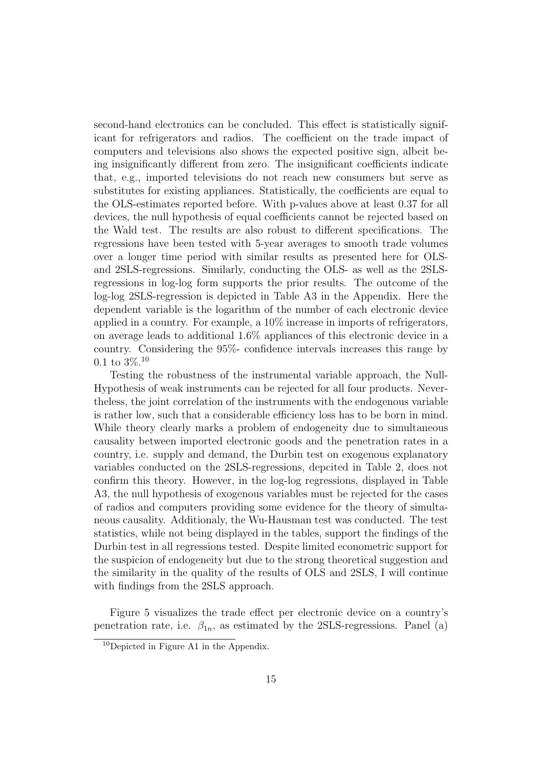second-hand electronics can be concluded. This effect is statistically significant for refrigerators and radios. The coefficient on the trade impact of computers and televisions also shows the expected positive sign, albeit being insignificantly different from zero. The insignificant coefficients indicate that, e.g., imported televisions do not reach new consumers but serve as substitutes for existing appliances. Statistically, the coefficients are equal to the OLS-estimates reported before. With p-values above at least 0.37 for all devices, the null hypothesis of equal coefficients cannot be rejected based on the Wald test. The results are also robust to different specifications. The regressions have been tested with 5-year averages to smooth trade volumes over a longer time period with similar results as presented here for OLS- and 2SLS-regressions. Similarly, conducting the OLS- as well as the 2SLS-regressions in log-log form supports the prior results. The outcome of the log-log 2SLS-regression is depicted in Table A3 in the Appendix. Here the dependent variable is the logarithm of the number of each electronic device applied in a country. For example, a 10% increase in imports of refrigerators, on average leads to additional 1.6% appliances of this electronic device in a country. Considering the 95%- confidence intervals increases this range by 0.1 to 3%.[10]

Testing the robustness of the instrumental variable approach, the Null-Hypothesis of weak instruments can be rejected for all four products. Nevertheless, the joint correlation of the instruments with the endogenous variable is rather low, such that a considerable efficiency loss has to be born in mind. While theory clearly marks a problem of endogeneity due to simultaneous causality between imported electronic goods and the penetration rates in a country, i.e. supply and demand, the Durbin test on exogenous explanatory variables conducted on the 2SLS-regressions, depcited in Table 2, does not confirm this theory. However, in the log-log regressions, displayed in Table A3, the null hypothesis of exogenous variables must be rejected for the cases of radios and computers providing some evidence for the theory of simultaneous causality. Additionaly, the Wu-Hausman test was conducted. The test statistics, while not being displayed in the tables, support the findings of the Durbin test in all regressions tested. Despite limited econometric support for the suspicion of endogeneity but due to the strong theoretical suggestion and the similarity in the quality of the results of OLS and 2SLS, I will continue with findings from the 2SLS approach.

Figure 5 visualizes the trade effect per electronic device on a country's penetration rate, i.e. $\beta_{1n}$, as estimated by the 2SLS-regressions. Panel (a)

[10] Depicted in Figure A1 in the Appendix.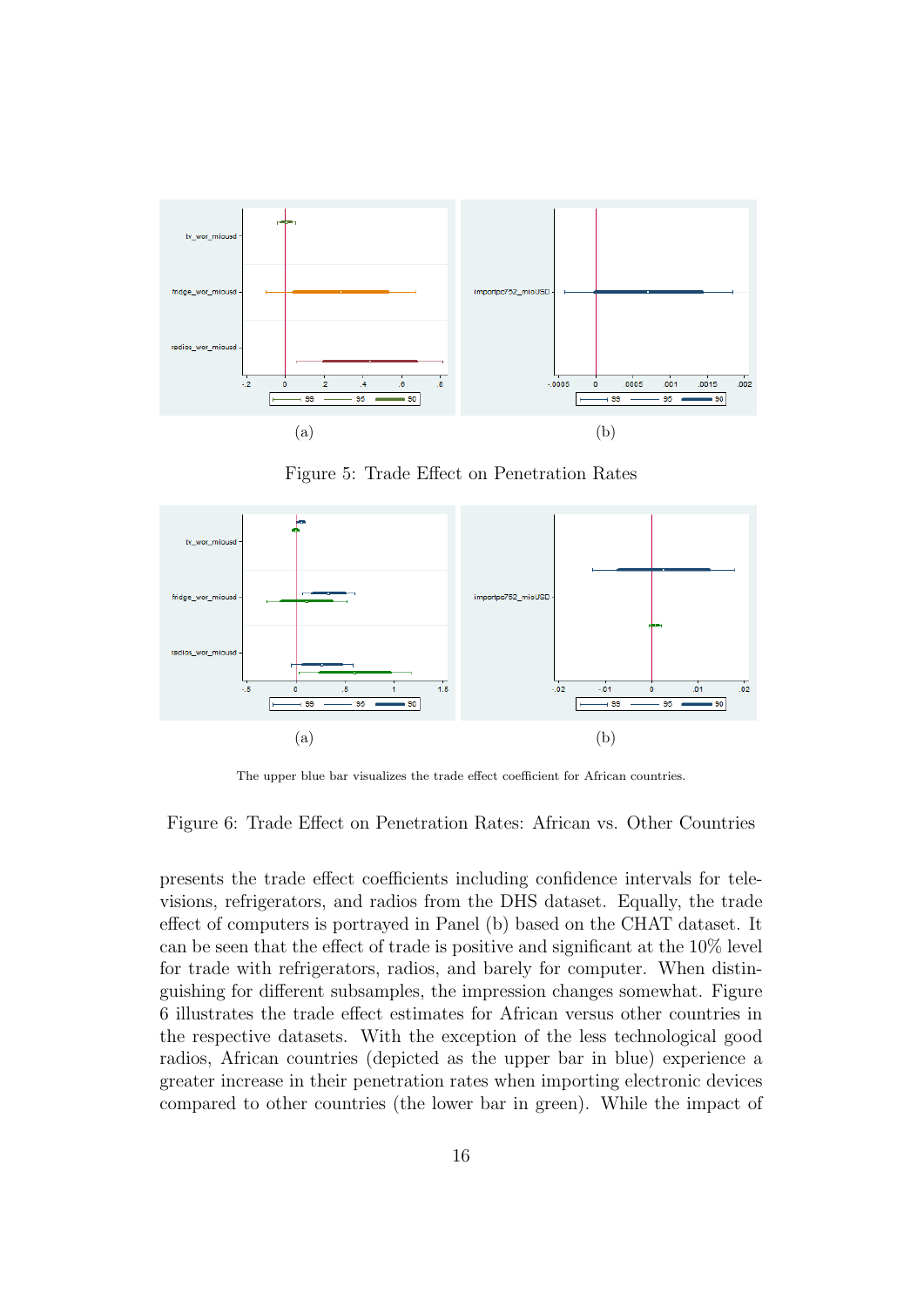(a)

(b)

Figure 5: Trade Effect on Penetration Rates

(a)

(b)

The upper blue bar visualizes the trade effect coefficient for African countries.

Figure 6: Trade Effect on Penetration Rates: African vs. Other Countries

presents the trade effect coefficients including confidence intervals for televisions, refrigerators, and radios from the DHS dataset. Equally, the trade effect of computers is portrayed in Panel (b) based on the CHAT dataset. It can be seen that the effect of trade is positive and significant at the 10% level for trade with refrigerators, radios, and barely for computer. When distinguishing for different subsamples, the impression changes somewhat. Figure 6 illustrates the trade effect estimates for African versus other countries in the respective datasets. With the exception of the less technological good radios, African countries (depicted as the upper bar in blue) experience a greater increase in their penetration rates when importing electronic devices compared to other countries (the lower bar in green). While the impact of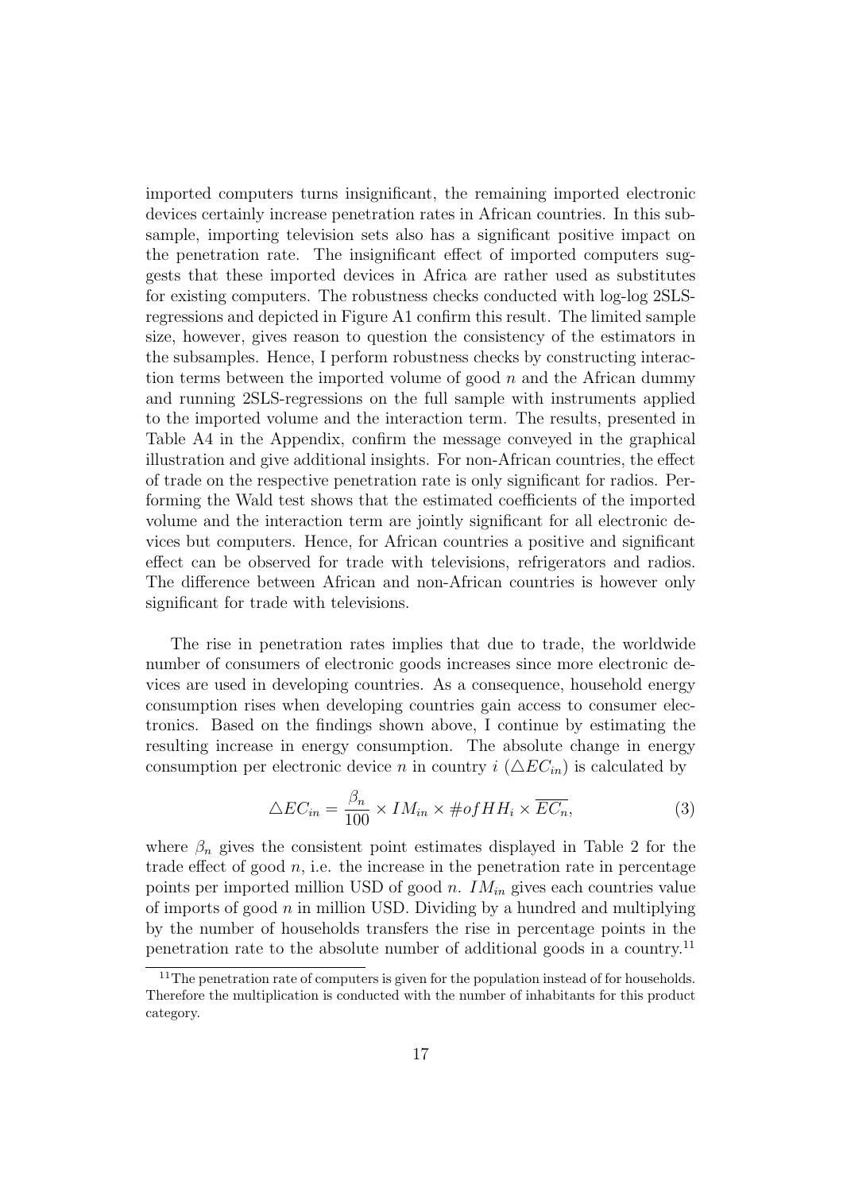imported computers turns insignificant, the remaining imported electronic devices certainly increase penetration rates in African countries. In this subsample, importing television sets also has a significant positive impact on the penetration rate. The insignificant effect of imported computers suggests that these imported devices in Africa are rather used as substitutes for existing computers. The robustness checks conducted with log-log 2SLS-regressions and depicted in Figure A1 confirm this result. The limited sample size, however, gives reason to question the consistency of the estimators in the subsamples. Hence, I perform robustness checks by constructing interaction terms between the imported volume of good $n$ and the African dummy and running 2SLS-regressions on the full sample with instruments applied to the imported volume and the interaction term. The results, presented in Table A4 in the Appendix, confirm the message conveyed in the graphical illustration and give additional insights. For non-African countries, the effect of trade on the respective penetration rate is only significant for radios. Performing the Wald test shows that the estimated coefficients of the imported volume and the interaction term are jointly significant for all electronic devices but computers. Hence, for African countries a positive and significant effect can be observed for trade with televisions, refrigerators and radios. The difference between African and non-African countries is however only significant for trade with televisions.

The rise in penetration rates implies that due to trade, the worldwide number of consumers of electronic goods increases since more electronic devices are used in developing countries. As a consequence, household energy consumption rises when developing countries gain access to consumer electronics. Based on the findings shown above, I continue by estimating the resulting increase in energy consumption. The absolute change in energy consumption per electronic device $n$ in country $i$ ($\triangle EC_{in}$) is calculated by

$$\triangle EC_{in} = \frac{\beta_n}{100} \times IM_{in} \times \#ofHH_i \times \overline{EC_n}, \tag{3}$$

where $\beta_n$ gives the consistent point estimates displayed in Table 2 for the trade effect of good $n$, i.e. the increase in the penetration rate in percentage points per imported million USD of good $n$. $IM_{in}$ gives each countries value of imports of good $n$ in million USD. Dividing by a hundred and multiplying by the number of households transfers the rise in percentage points in the penetration rate to the absolute number of additional goods in a country.[11]

[11] The penetration rate of computers is given for the population instead of for households. Therefore the multiplication is conducted with the number of inhabitants for this product category.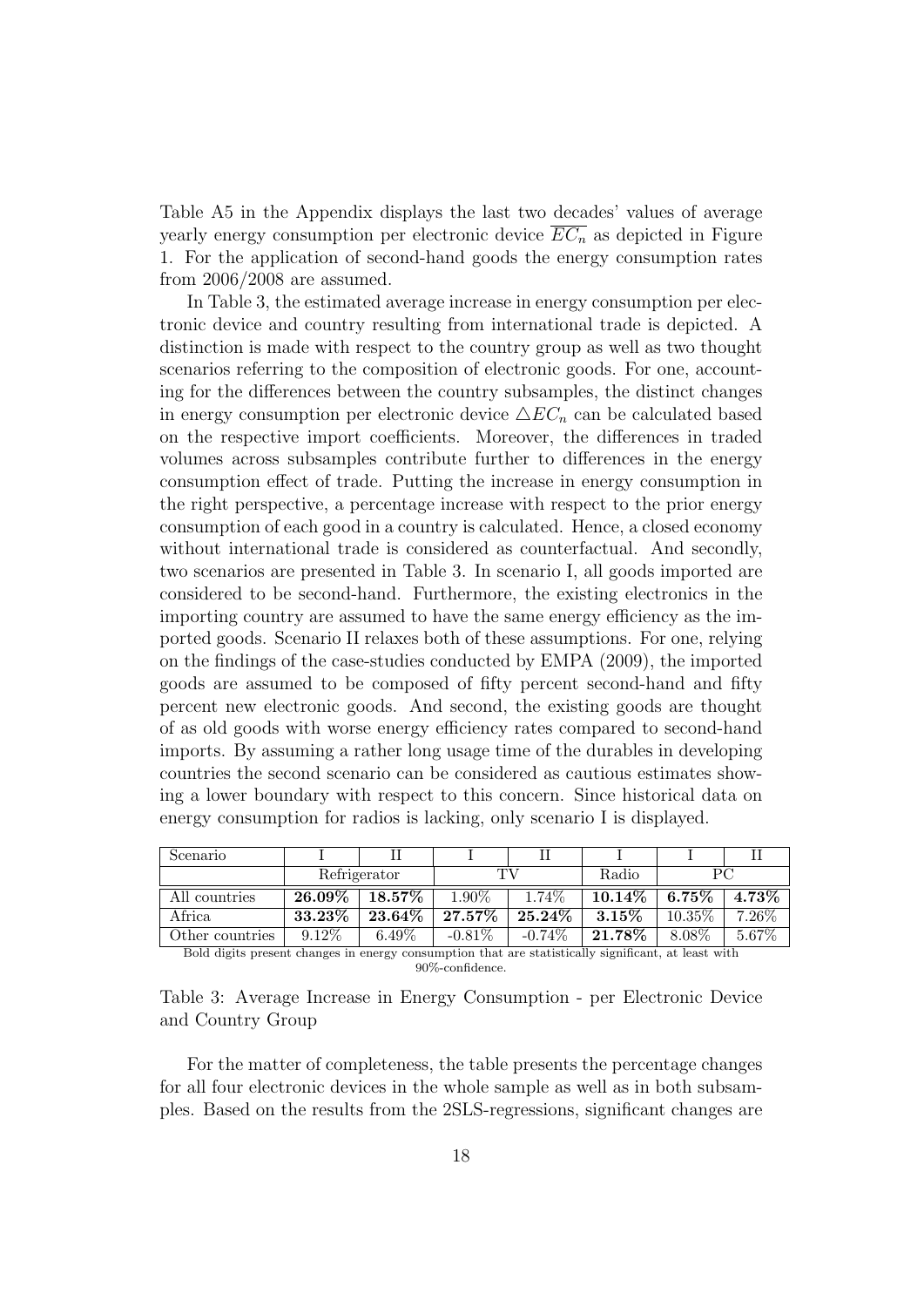Table A5 in the Appendix displays the last two decades' values of average yearly energy consumption per electronic device $\overline{EC_n}$ as depicted in Figure 1. For the application of second-hand goods the energy consumption rates from 2006/2008 are assumed.

In Table 3, the estimated average increase in energy consumption per electronic device and country resulting from international trade is depicted. A distinction is made with respect to the country group as well as two thought scenarios referring to the composition of electronic goods. For one, accounting for the differences between the country subsamples, the distinct changes in energy consumption per electronic device $\triangle EC_n$ can be calculated based on the respective import coefficients. Moreover, the differences in traded volumes across subsamples contribute further to differences in the energy consumption effect of trade. Putting the increase in energy consumption in the right perspective, a percentage increase with respect to the prior energy consumption of each good in a country is calculated. Hence, a closed economy without international trade is considered as counterfactual. And secondly, two scenarios are presented in Table 3. In scenario I, all goods imported are considered to be second-hand. Furthermore, the existing electronics in the importing country are assumed to have the same energy efficiency as the imported goods. Scenario II relaxes both of these assumptions. For one, relying on the findings of the case-studies conducted by EMPA (2009), the imported goods are assumed to be composed of fifty percent second-hand and fifty percent new electronic goods. And second, the existing goods are thought of as old goods with worse energy efficiency rates compared to second-hand imports. By assuming a rather long usage time of the durables in developing countries the second scenario can be considered as cautious estimates showing a lower boundary with respect to this concern. Since historical data on energy consumption for radios is lacking, only scenario I is displayed.

| Scenario | I | II | I | II | I | I | II |
|---|---|---|---|---|---|---|---|
| | Refrigerator | | TV | | Radio | PC | |
| All countries | **26.09%** | **18.57%** | 1.90% | 1.74% | **10.14%** | **6.75%** | **4.73%** |
| Africa | **33.23%** | **23.64%** | **27.57%** | **25.24%** | **3.15%** | 10.35% | 7.26% |
| Other countries | 9.12% | 6.49% | -0.81% | -0.74% | **21.78%** | 8.08% | 5.67% |

Bold digits present changes in energy consumption that are statistically significant, at least with 90%-confidence.

Table 3: Average Increase in Energy Consumption - per Electronic Device and Country Group

For the matter of completeness, the table presents the percentage changes for all four electronic devices in the whole sample as well as in both subsamples. Based on the results from the 2SLS-regressions, significant changes are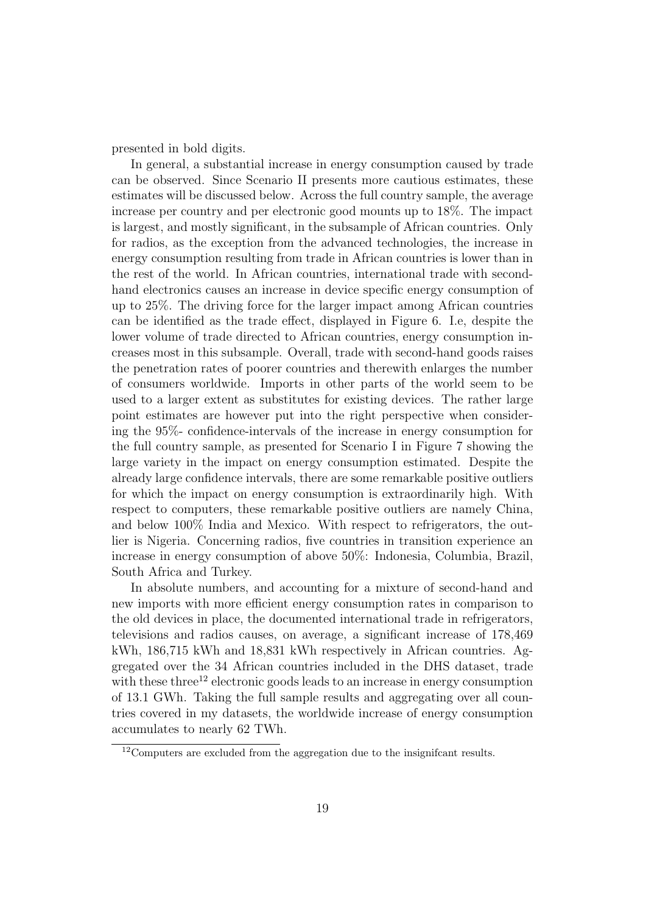presented in bold digits.

In general, a substantial increase in energy consumption caused by trade can be observed. Since Scenario II presents more cautious estimates, these estimates will be discussed below. Across the full country sample, the average increase per country and per electronic good mounts up to 18%. The impact is largest, and mostly significant, in the subsample of African countries. Only for radios, as the exception from the advanced technologies, the increase in energy consumption resulting from trade in African countries is lower than in the rest of the world. In African countries, international trade with second-hand electronics causes an increase in device specific energy consumption of up to 25%. The driving force for the larger impact among African countries can be identified as the trade effect, displayed in Figure 6. I.e, despite the lower volume of trade directed to African countries, energy consumption increases most in this subsample. Overall, trade with second-hand goods raises the penetration rates of poorer countries and therewith enlarges the number of consumers worldwide. Imports in other parts of the world seem to be used to a larger extent as substitutes for existing devices. The rather large point estimates are however put into the right perspective when considering the 95%- confidence-intervals of the increase in energy consumption for the full country sample, as presented for Scenario I in Figure 7 showing the large variety in the impact on energy consumption estimated. Despite the already large confidence intervals, there are some remarkable positive outliers for which the impact on energy consumption is extraordinarily high. With respect to computers, these remarkable positive outliers are namely China, and below 100% India and Mexico. With respect to refrigerators, the outlier is Nigeria. Concerning radios, five countries in transition experience an increase in energy consumption of above 50%: Indonesia, Columbia, Brazil, South Africa and Turkey.

In absolute numbers, and accounting for a mixture of second-hand and new imports with more efficient energy consumption rates in comparison to the old devices in place, the documented international trade in refrigerators, televisions and radios causes, on average, a significant increase of 178,469 kWh, 186,715 kWh and 18,831 kWh respectively in African countries. Aggregated over the 34 African countries included in the DHS dataset, trade with these three[12] electronic goods leads to an increase in energy consumption of 13.1 GWh. Taking the full sample results and aggregating over all countries covered in my datasets, the worldwide increase of energy consumption accumulates to nearly 62 TWh.

[12]Computers are excluded from the aggregation due to the insignifcant results.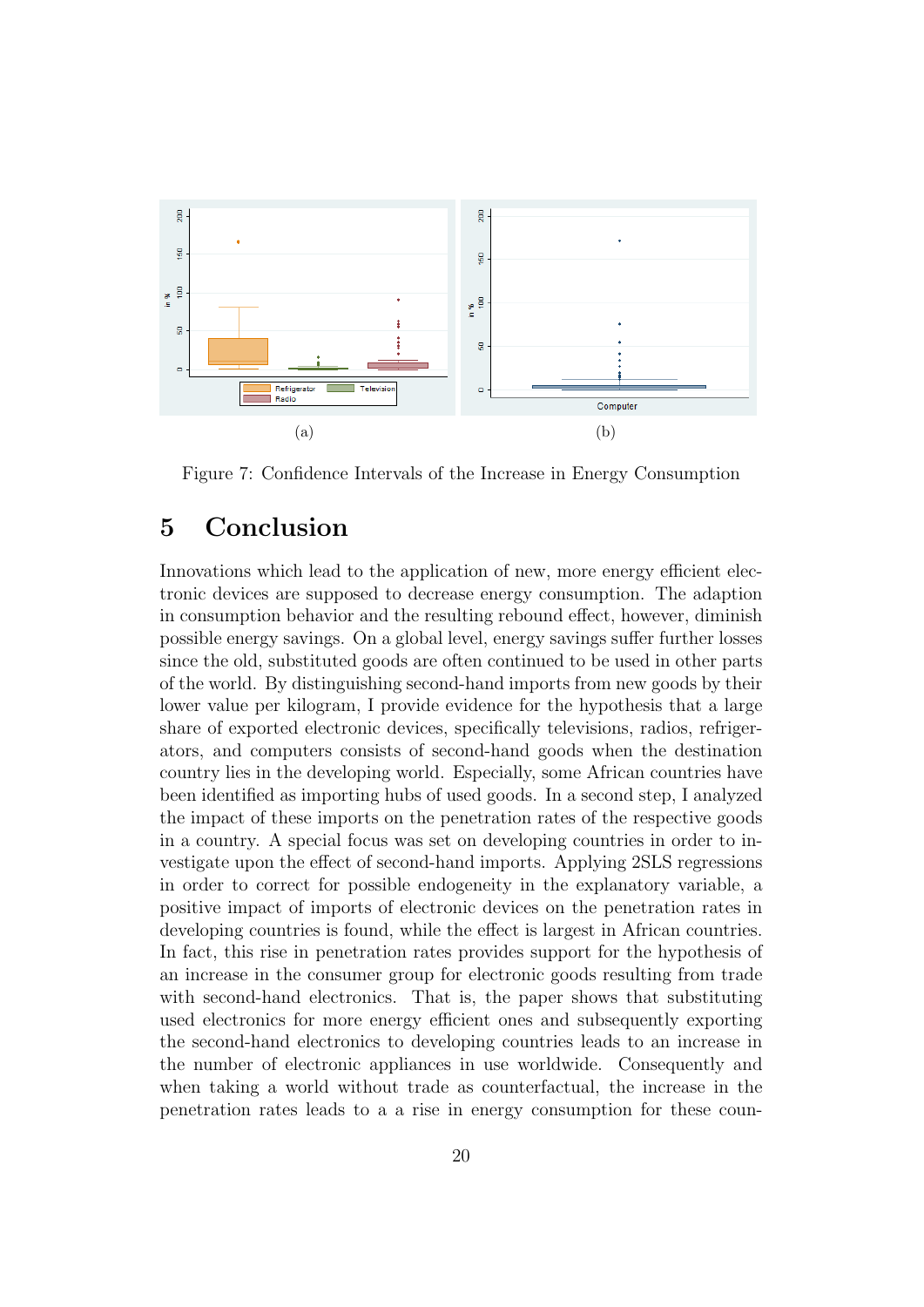(a)

(b)

Figure 7: Confidence Intervals of the Increase in Energy Consumption

## 5 Conclusion

Innovations which lead to the application of new, more energy efficient electronic devices are supposed to decrease energy consumption. The adaption in consumption behavior and the resulting rebound effect, however, diminish possible energy savings. On a global level, energy savings suffer further losses since the old, substituted goods are often continued to be used in other parts of the world. By distinguishing second-hand imports from new goods by their lower value per kilogram, I provide evidence for the hypothesis that a large share of exported electronic devices, specifically televisions, radios, refrigerators, and computers consists of second-hand goods when the destination country lies in the developing world. Especially, some African countries have been identified as importing hubs of used goods. In a second step, I analyzed the impact of these imports on the penetration rates of the respective goods in a country. A special focus was set on developing countries in order to investigate upon the effect of second-hand imports. Applying 2SLS regressions in order to correct for possible endogeneity in the explanatory variable, a positive impact of imports of electronic devices on the penetration rates in developing countries is found, while the effect is largest in African countries. In fact, this rise in penetration rates provides support for the hypothesis of an increase in the consumer group for electronic goods resulting from trade with second-hand electronics. That is, the paper shows that substituting used electronics for more energy efficient ones and subsequently exporting the second-hand electronics to developing countries leads to an increase in the number of electronic appliances in use worldwide. Consequently and when taking a world without trade as counterfactual, the increase in the penetration rates leads to a a rise in energy consumption for these coun-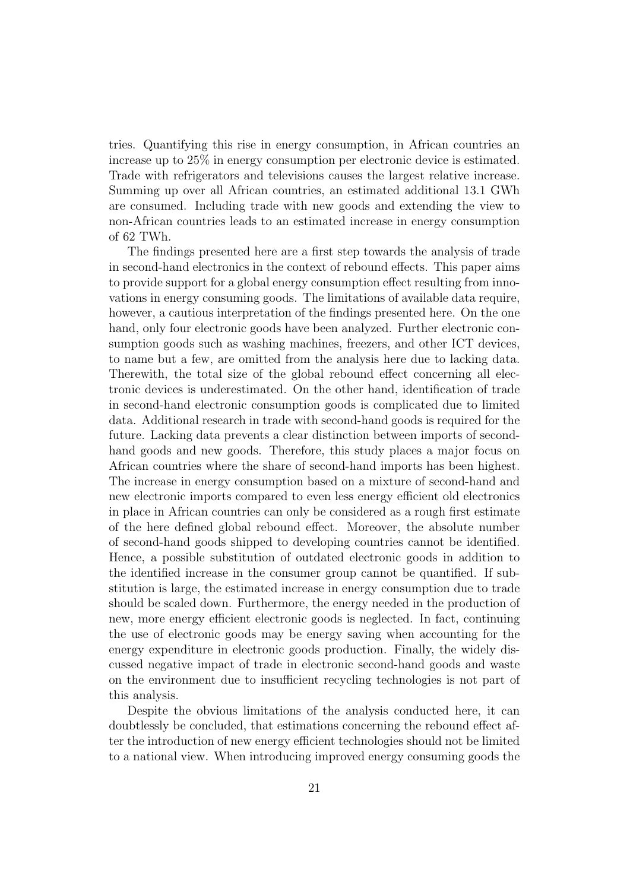tries. Quantifying this rise in energy consumption, in African countries an increase up to 25% in energy consumption per electronic device is estimated. Trade with refrigerators and televisions causes the largest relative increase. Summing up over all African countries, an estimated additional 13.1 GWh are consumed. Including trade with new goods and extending the view to non-African countries leads to an estimated increase in energy consumption of 62 TWh.

The findings presented here are a first step towards the analysis of trade in second-hand electronics in the context of rebound effects. This paper aims to provide support for a global energy consumption effect resulting from innovations in energy consuming goods. The limitations of available data require, however, a cautious interpretation of the findings presented here. On the one hand, only four electronic goods have been analyzed. Further electronic consumption goods such as washing machines, freezers, and other ICT devices, to name but a few, are omitted from the analysis here due to lacking data. Therewith, the total size of the global rebound effect concerning all electronic devices is underestimated. On the other hand, identification of trade in second-hand electronic consumption goods is complicated due to limited data. Additional research in trade with second-hand goods is required for the future. Lacking data prevents a clear distinction between imports of second-hand goods and new goods. Therefore, this study places a major focus on African countries where the share of second-hand imports has been highest. The increase in energy consumption based on a mixture of second-hand and new electronic imports compared to even less energy efficient old electronics in place in African countries can only be considered as a rough first estimate of the here defined global rebound effect. Moreover, the absolute number of second-hand goods shipped to developing countries cannot be identified. Hence, a possible substitution of outdated electronic goods in addition to the identified increase in the consumer group cannot be quantified. If substitution is large, the estimated increase in energy consumption due to trade should be scaled down. Furthermore, the energy needed in the production of new, more energy efficient electronic goods is neglected. In fact, continuing the use of electronic goods may be energy saving when accounting for the energy expenditure in electronic goods production. Finally, the widely discussed negative impact of trade in electronic second-hand goods and waste on the environment due to insufficient recycling technologies is not part of this analysis.

Despite the obvious limitations of the analysis conducted here, it can doubtlessly be concluded, that estimations concerning the rebound effect after the introduction of new energy efficient technologies should not be limited to a national view. When introducing improved energy consuming goods the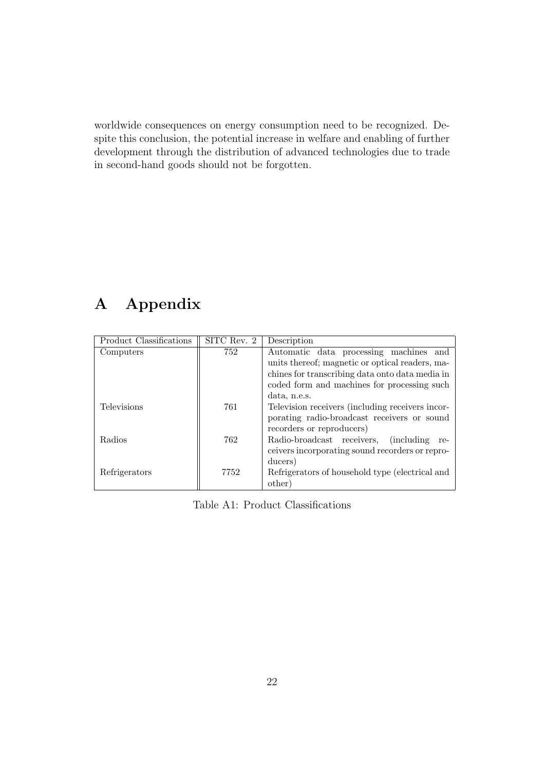worldwide consequences on energy consumption need to be recognized. Despite this conclusion, the potential increase in welfare and enabling of further development through the distribution of advanced technologies due to trade in second-hand goods should not be forgotten.

# A Appendix

| Product Classifications | SITC Rev. 2 | Description |
|---|---|---|
| Computers | 752 | Automatic data processing machines and units thereof; magnetic or optical readers, machines for transcribing data onto data media in coded form and machines for processing such data, n.e.s. |
| Televisions | 761 | Television receivers (including receivers incorporating radio-broadcast receivers or sound recorders or reproducers) |
| Radios | 762 | Radio-broadcast receivers, (including receivers incorporating sound recorders or reproducers) |
| Refrigerators | 7752 | Refrigerators of household type (electrical and other) |

Table A1: Product Classifications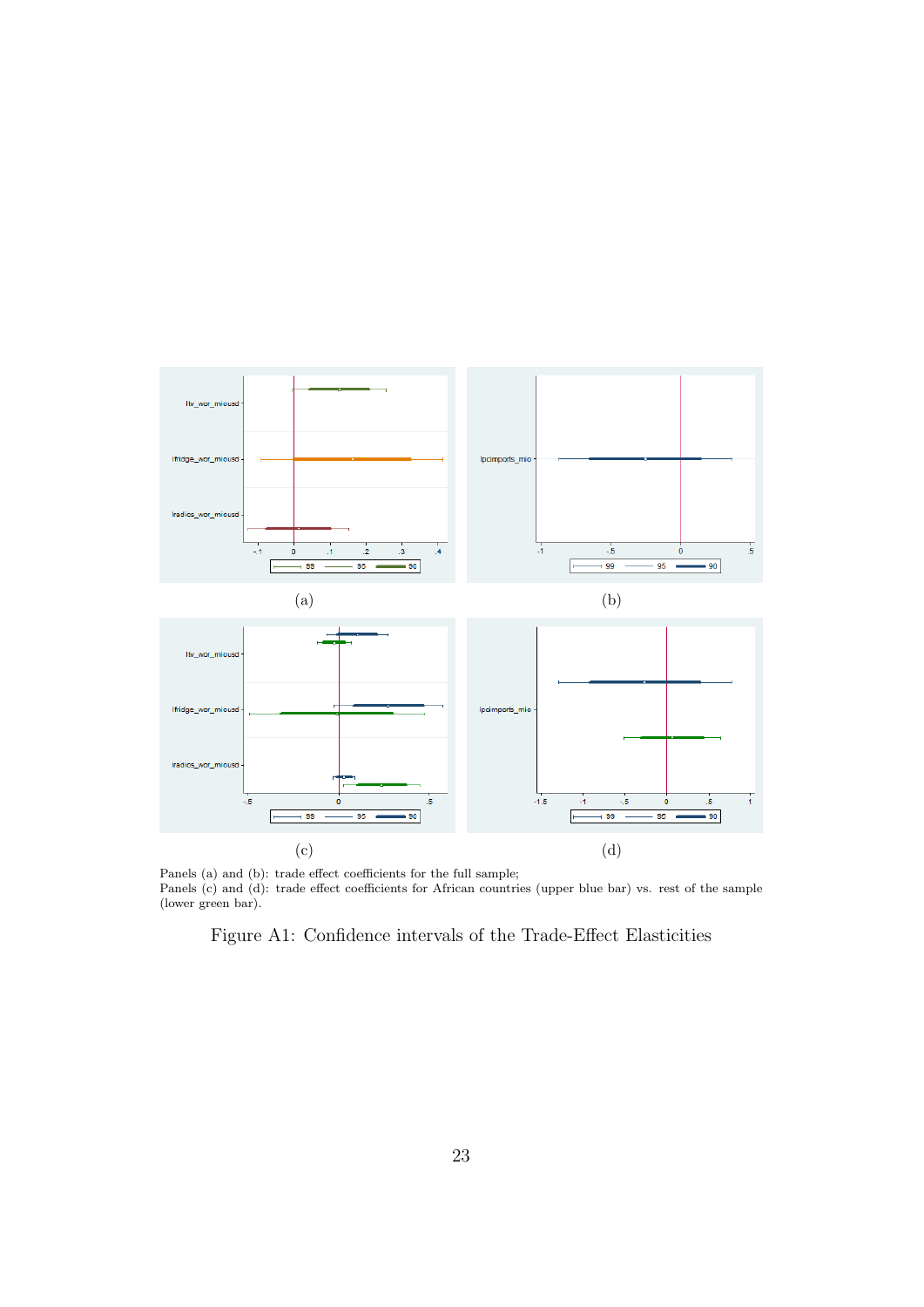(a)

(b)

(c)

(d)

Panels (a) and (b): trade effect coefficients for the full sample;
Panels (c) and (d): trade effect coefficients for African countries (upper blue bar) vs. rest of the sample (lower green bar).

Figure A1: Confidence intervals of the Trade-Effect Elasticities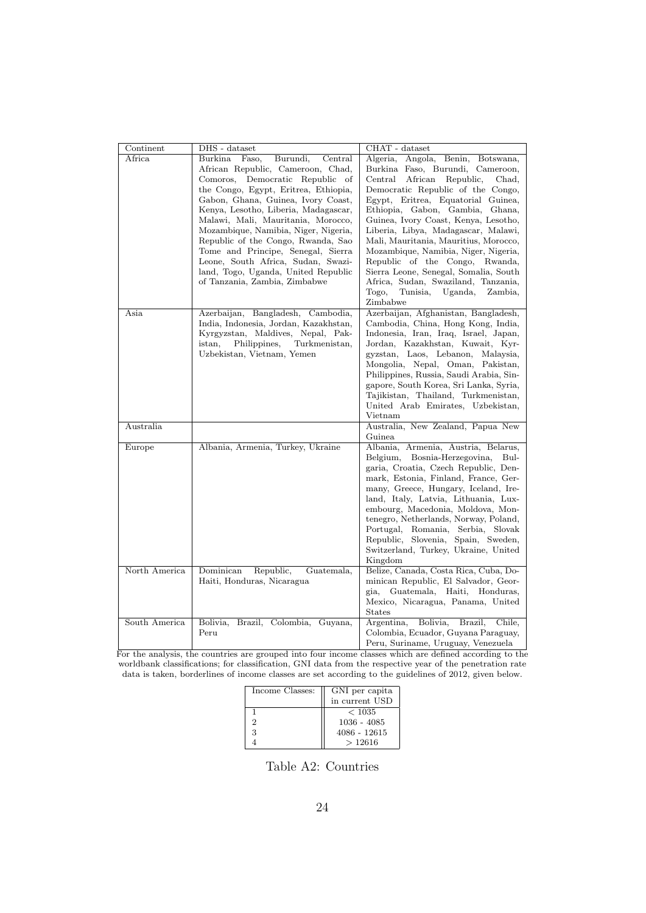| Continent | DHS - dataset | CHAT - dataset |
|---|---|---|
| Africa | Burkina Faso, Burundi, Central African Republic, Cameroon, Chad, Comoros, Democratic Republic of the Congo, Egypt, Eritrea, Ethiopia, Gabon, Ghana, Guinea, Ivory Coast, Kenya, Lesotho, Liberia, Madagascar, Malawi, Mali, Mauritania, Morocco, Mozambique, Namibia, Niger, Nigeria, Republic of the Congo, Rwanda, Sao Tome and Principe, Senegal, Sierra Leone, South Africa, Sudan, Swaziland, Togo, Uganda, United Republic of Tanzania, Zambia, Zimbabwe | Algeria, Angola, Benin, Botswana, Burkina Faso, Burundi, Cameroon, Central African Republic, Chad, Democratic Republic of the Congo, Egypt, Eritrea, Equatorial Guinea, Ethiopia, Gabon, Gambia, Ghana, Guinea, Ivory Coast, Kenya, Lesotho, Liberia, Libya, Madagascar, Malawi, Mali, Mauritania, Mauritius, Morocco, Mozambique, Namibia, Niger, Nigeria, Republic of the Congo, Rwanda, Sierra Leone, Senegal, Somalia, South Africa, Sudan, Swaziland, Tanzania, Togo, Tunisia, Uganda, Zambia, Zimbabwe |
| Asia | Azerbaijan, Bangladesh, Cambodia, India, Indonesia, Jordan, Kazakhstan, Kyrgyzstan, Maldives, Nepal, Pakistan, Philippines, Turkmenistan, Uzbekistan, Vietnam, Yemen | Azerbaijan, Afghanistan, Bangladesh, Cambodia, China, Hong Kong, India, Indonesia, Iran, Iraq, Israel, Japan, Jordan, Kazakhstan, Kuwait, Kyrgyzstan, Laos, Lebanon, Malaysia, Mongolia, Nepal, Oman, Pakistan, Philippines, Russia, Saudi Arabia, Singapore, South Korea, Sri Lanka, Syria, Tajikistan, Thailand, Turkmenistan, United Arab Emirates, Uzbekistan, Vietnam |
| Australia | | Australia, New Zealand, Papua New Guinea |
| Europe | Albania, Armenia, Turkey, Ukraine | Albania, Armenia, Austria, Belarus, Belgium, Bosnia-Herzegovina, Bulgaria, Croatia, Czech Republic, Denmark, Estonia, Finland, France, Germany, Greece, Hungary, Iceland, Ireland, Italy, Latvia, Lithuania, Luxembourg, Macedonia, Moldova, Montenegro, Netherlands, Norway, Poland, Portugal, Romania, Serbia, Slovak Republic, Slovenia, Spain, Sweden, Switzerland, Turkey, Ukraine, United Kingdom |
| North America | Dominican Republic, Guatemala, Haiti, Honduras, Nicaragua | Belize, Canada, Costa Rica, Cuba, Dominican Republic, El Salvador, Georgia, Guatemala, Haiti, Honduras, Mexico, Nicaragua, Panama, United States |
| South America | Bolivia, Brazil, Colombia, Guyana, Peru | Argentina, Bolivia, Brazil, Chile, Colombia, Ecuador, Guyana Paraguay, Peru, Suriname, Uruguay, Venezuela |

For the analysis, the countries are grouped into four income classes which are defined according to the worldbank classifications; for classification, GNI data from the respective year of the penetration rate data is taken, borderlines of income classes are set according to the guidelines of 2012, given below.

| Income Classes: | GNI per capita in current USD |
|---|---|
| 1 | $< 1035$ |
| 2 | 1036 - 4085 |
| 3 | 4086 - 12615 |
| 4 | $> 12616$ |

Table A2: Countries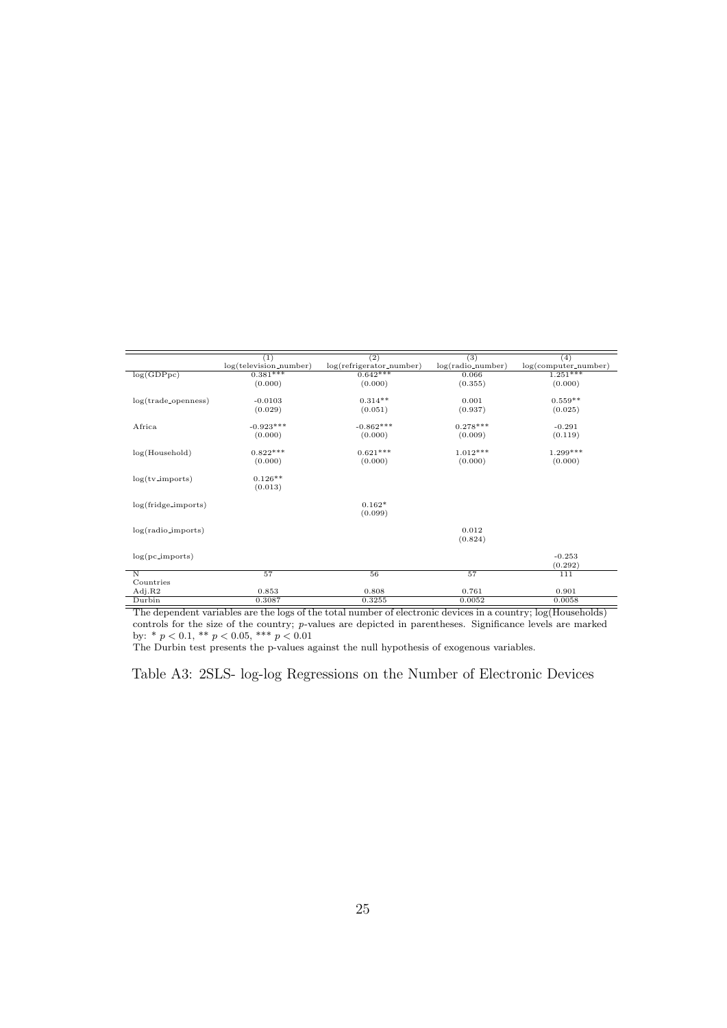| | (1) | (2) | (3) | (4) |
|---|---|---|---|---|
| | log(television_number) | log(refrigerator_number) | log(radio_number) | log(computer_number) |
| log(GDPpc) | 0.381*** | 0.642*** | 0.066 | 1.251*** |
| | (0.000) | (0.000) | (0.355) | (0.000) |
| log(trade_openness) | -0.0103 | 0.314** | 0.001 | 0.559** |
| | (0.029) | (0.051) | (0.937) | (0.025) |
| Africa | -0.923*** | -0.862*** | 0.278*** | -0.291 |
| | (0.000) | (0.000) | (0.009) | (0.119) |
| log(Household) | 0.822*** | 0.621*** | 1.012*** | 1.299*** |
| | (0.000) | (0.000) | (0.000) | (0.000) |
| log(tv_imports) | 0.126** | | | |
| | (0.013) | | | |
| log(fridge_imports) | | 0.162* | | |
| | | (0.099) | | |
| log(radio_imports) | | | 0.012 | |
| | | | (0.824) | |
| log(pc_imports) | | | | -0.253 |
| | | | | (0.292) |
| N | 57 | 56 | 57 | 111 |
| Countries | | | | |
| Adj.R2 | 0.853 | 0.808 | 0.761 | 0.901 |
| Durbin | 0.3087 | 0.3255 | 0.0052 | 0.0058 |

The dependent variables are the logs of the total number of electronic devices in a country; log(Households) controls for the size of the country; $p$-values are depicted in parentheses. Significance levels are marked by: * $p < 0.1$, ** $p < 0.05$, *** $p < 0.01$

The Durbin test presents the p-values against the null hypothesis of exogenous variables.

Table A3: 2SLS- log-log Regressions on the Number of Electronic Devices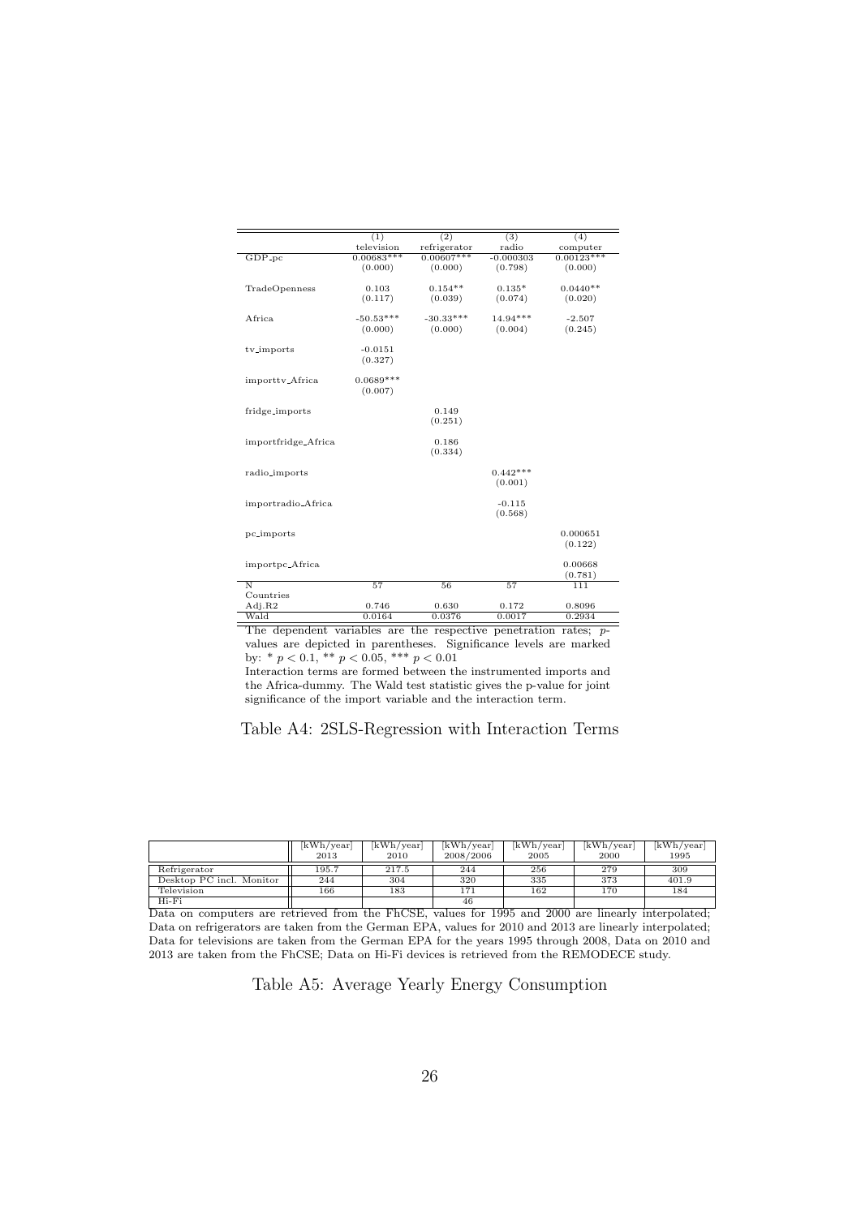| | (1) television | (2) refrigerator | (3) radio | (4) computer |
|---|---|---|---|---|
| GDP_pc | 0.00683*** | 0.00607*** | -0.000303 | 0.00123*** |
| | (0.000) | (0.000) | (0.798) | (0.000) |
| TradeOpenness | 0.103 | 0.154** | 0.135* | 0.0440** |
| | (0.117) | (0.039) | (0.074) | (0.020) |
| Africa | -50.53*** | -30.33*** | 14.94*** | -2.507 |
| | (0.000) | (0.000) | (0.004) | (0.245) |
| tv_imports | -0.0151 | | | |
| | (0.327) | | | |
| importtv_Africa | 0.0689*** | | | |
| | (0.007) | | | |
| fridge_imports | | 0.149 | | |
| | | (0.251) | | |
| importfridge_Africa | | 0.186 | | |
| | | (0.334) | | |
| radio_imports | | | 0.442*** | |
| | | | (0.001) | |
| importradio_Africa | | | -0.115 | |
| | | | (0.568) | |
| pc_imports | | | | 0.000651 |
| | | | | (0.122) |
| importpc_Africa | | | | 0.00668 |
| | | | | (0.781) |
| N | 57 | 56 | 57 | 111 |
| Countries | | | | |
| Adj.R2 | 0.746 | 0.630 | 0.172 | 0.8096 |
| Wald | 0.0164 | 0.0376 | 0.0017 | 0.2934 |

The dependent variables are the respective penetration rates; *p*-values are depicted in parentheses. Significance levels are marked by: * $p < 0.1$, ** $p < 0.05$, *** $p < 0.01$

Interaction terms are formed between the instrumented imports and the Africa-dummy. The Wald test statistic gives the p-value for joint significance of the import variable and the interaction term.

Table A4: 2SLS-Regression with Interaction Terms

| | [kWh/year] 2013 | [kWh/year] 2010 | [kWh/year] 2008/2006 | [kWh/year] 2005 | [kWh/year] 2000 | [kWh/year] 1995 |
|---|---|---|---|---|---|---|
| Refrigerator | 195.7 | 217.5 | 244 | 256 | 279 | 309 |
| Desktop PC incl. Monitor | 244 | 304 | 320 | 335 | 373 | 401.9 |
| Television | 166 | 183 | 171 | 162 | 170 | 184 |
| Hi-Fi | | | 46 | | | |

Data on computers are retrieved from the FhCSE, values for 1995 and 2000 are linearly interpolated; Data on refrigerators are taken from the German EPA, values for 2010 and 2013 are linearly interpolated; Data for televisions are taken from the German EPA for the years 1995 through 2008, Data on 2010 and 2013 are taken from the FhCSE; Data on Hi-Fi devices is retrieved from the REMODECE study.

Table A5: Average Yearly Energy Consumption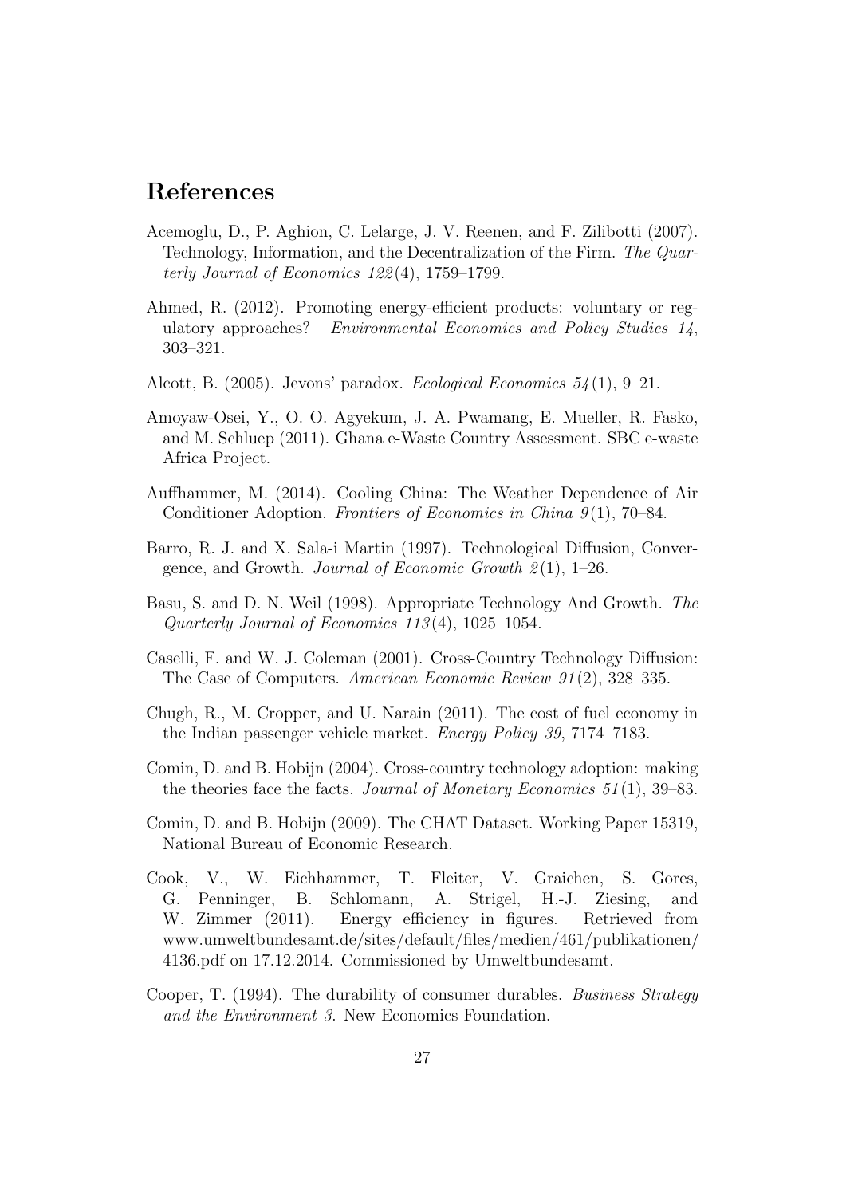# References

Acemoglu, D., P. Aghion, C. Lelarge, J. V. Reenen, and F. Zilibotti (2007). Technology, Information, and the Decentralization of the Firm. *The Quarterly Journal of Economics 122*(4), 1759–1799.

Ahmed, R. (2012). Promoting energy-efficient products: voluntary or regulatory approaches? *Environmental Economics and Policy Studies 14*, 303–321.

Alcott, B. (2005). Jevons' paradox. *Ecological Economics 54*(1), 9–21.

Amoyaw-Osei, Y., O. O. Agyekum, J. A. Pwamang, E. Mueller, R. Fasko, and M. Schluep (2011). Ghana e-Waste Country Assessment. SBC e-waste Africa Project.

Auffhammer, M. (2014). Cooling China: The Weather Dependence of Air Conditioner Adoption. *Frontiers of Economics in China 9*(1), 70–84.

Barro, R. J. and X. Sala-i Martin (1997). Technological Diffusion, Convergence, and Growth. *Journal of Economic Growth 2*(1), 1–26.

Basu, S. and D. N. Weil (1998). Appropriate Technology And Growth. *The Quarterly Journal of Economics 113*(4), 1025–1054.

Caselli, F. and W. J. Coleman (2001). Cross-Country Technology Diffusion: The Case of Computers. *American Economic Review 91*(2), 328–335.

Chugh, R., M. Cropper, and U. Narain (2011). The cost of fuel economy in the Indian passenger vehicle market. *Energy Policy 39*, 7174–7183.

Comin, D. and B. Hobijn (2004). Cross-country technology adoption: making the theories face the facts. *Journal of Monetary Economics 51*(1), 39–83.

Comin, D. and B. Hobijn (2009). The CHAT Dataset. Working Paper 15319, National Bureau of Economic Research.

Cook, V., W. Eichhammer, T. Fleiter, V. Graichen, S. Gores, G. Penninger, B. Schlomann, A. Strigel, H.-J. Ziesing, and W. Zimmer (2011). Energy efficiency in figures. Retrieved from www.umweltbundesamt.de/sites/default/files/medien/461/publikationen/4136.pdf on 17.12.2014. Commissioned by Umweltbundesamt.

Cooper, T. (1994). The durability of consumer durables. *Business Strategy and the Environment 3*. New Economics Foundation.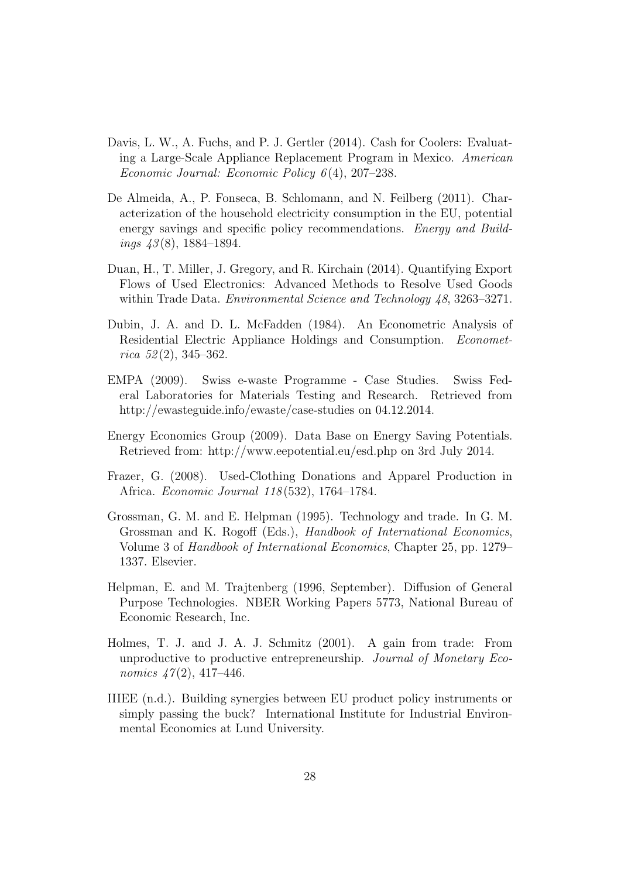Davis, L. W., A. Fuchs, and P. J. Gertler (2014). Cash for Coolers: Evaluating a Large-Scale Appliance Replacement Program in Mexico. *American Economic Journal: Economic Policy 6*(4), 207–238.

De Almeida, A., P. Fonseca, B. Schlomann, and N. Feilberg (2011). Characterization of the household electricity consumption in the EU, potential energy savings and specific policy recommendations. *Energy and Buildings 43*(8), 1884–1894.

Duan, H., T. Miller, J. Gregory, and R. Kirchain (2014). Quantifying Export Flows of Used Electronics: Advanced Methods to Resolve Used Goods within Trade Data. *Environmental Science and Technology 48*, 3263–3271.

Dubin, J. A. and D. L. McFadden (1984). An Econometric Analysis of Residential Electric Appliance Holdings and Consumption. *Econometrica 52*(2), 345–362.

EMPA (2009). Swiss e-waste Programme - Case Studies. Swiss Federal Laboratories for Materials Testing and Research. Retrieved from http://ewasteguide.info/ewaste/case-studies on 04.12.2014.

Energy Economics Group (2009). Data Base on Energy Saving Potentials. Retrieved from: http://www.eepotential.eu/esd.php on 3rd July 2014.

Frazer, G. (2008). Used-Clothing Donations and Apparel Production in Africa. *Economic Journal 118*(532), 1764–1784.

Grossman, G. M. and E. Helpman (1995). Technology and trade. In G. M. Grossman and K. Rogoff (Eds.), *Handbook of International Economics*, Volume 3 of *Handbook of International Economics*, Chapter 25, pp. 1279–1337. Elsevier.

Helpman, E. and M. Trajtenberg (1996, September). Diffusion of General Purpose Technologies. NBER Working Papers 5773, National Bureau of Economic Research, Inc.

Holmes, T. J. and J. A. J. Schmitz (2001). A gain from trade: From unproductive to productive entrepreneurship. *Journal of Monetary Economics 47*(2), 417–446.

IIIEE (n.d.). Building synergies between EU product policy instruments or simply passing the buck? International Institute for Industrial Environmental Economics at Lund University.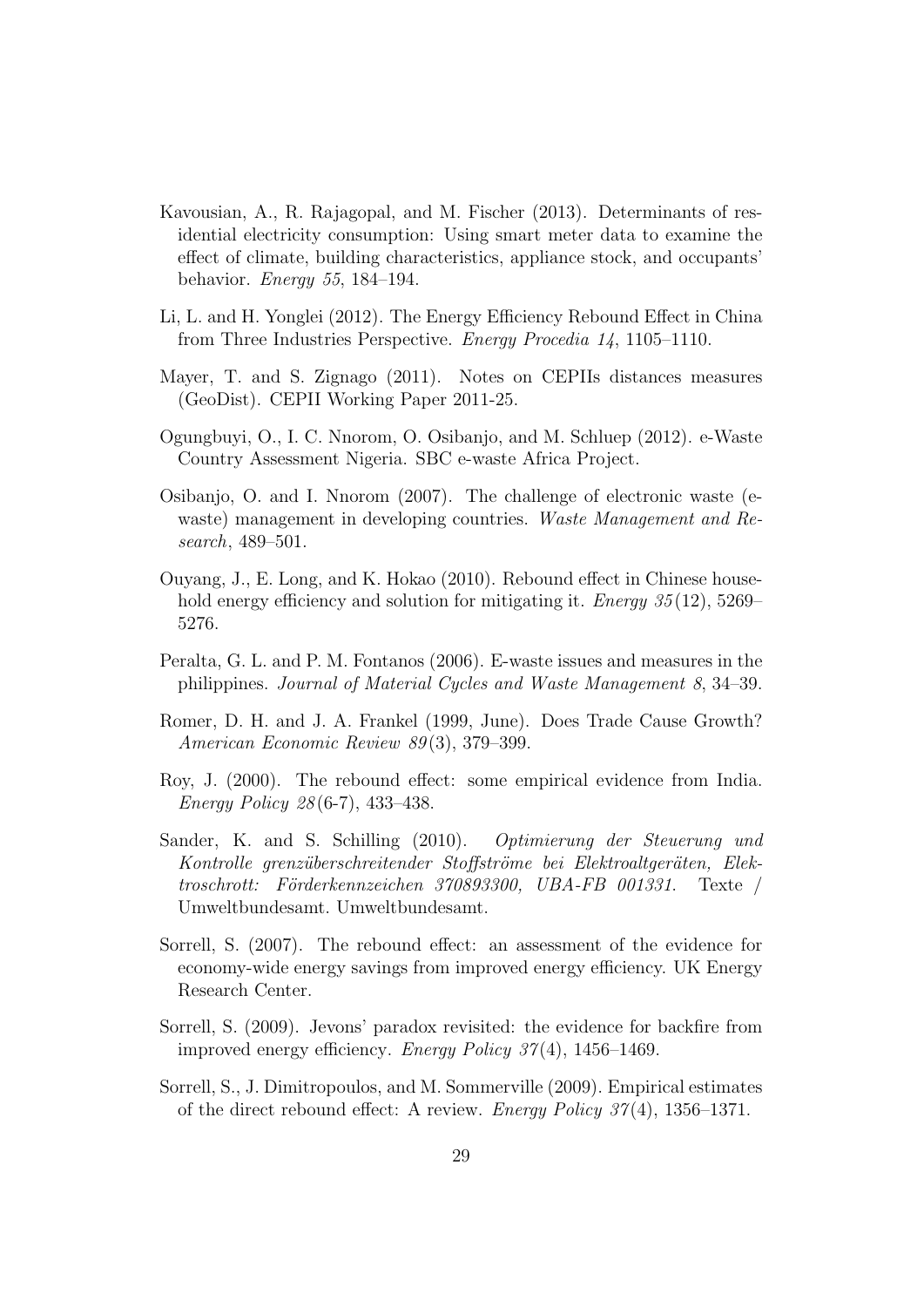Kavousian, A., R. Rajagopal, and M. Fischer (2013). Determinants of residential electricity consumption: Using smart meter data to examine the effect of climate, building characteristics, appliance stock, and occupants' behavior. *Energy 55*, 184–194.

Li, L. and H. Yonglei (2012). The Energy Efficiency Rebound Effect in China from Three Industries Perspective. *Energy Procedia 14*, 1105–1110.

Mayer, T. and S. Zignago (2011). Notes on CEPIIs distances measures (GeoDist). CEPII Working Paper 2011-25.

Ogungbuyi, O., I. C. Nnorom, O. Osibanjo, and M. Schluep (2012). e-Waste Country Assessment Nigeria. SBC e-waste Africa Project.

Osibanjo, O. and I. Nnorom (2007). The challenge of electronic waste (e-waste) management in developing countries. *Waste Management and Research*, 489–501.

Ouyang, J., E. Long, and K. Hokao (2010). Rebound effect in Chinese household energy efficiency and solution for mitigating it. *Energy 35*(12), 5269–5276.

Peralta, G. L. and P. M. Fontanos (2006). E-waste issues and measures in the philippines. *Journal of Material Cycles and Waste Management 8*, 34–39.

Romer, D. H. and J. A. Frankel (1999, June). Does Trade Cause Growth? *American Economic Review 89*(3), 379–399.

Roy, J. (2000). The rebound effect: some empirical evidence from India. *Energy Policy 28*(6-7), 433–438.

Sander, K. and S. Schilling (2010). *Optimierung der Steuerung und Kontrolle grenzüberschreitender Stoffströme bei Elektroaltgeräten, Elektroschrott: Förderkennzeichen 370893300, UBA-FB 001331.* Texte / Umweltbundesamt. Umweltbundesamt.

Sorrell, S. (2007). The rebound effect: an assessment of the evidence for economy-wide energy savings from improved energy efficiency. UK Energy Research Center.

Sorrell, S. (2009). Jevons' paradox revisited: the evidence for backfire from improved energy efficiency. *Energy Policy 37*(4), 1456–1469.

Sorrell, S., J. Dimitropoulos, and M. Sommerville (2009). Empirical estimates of the direct rebound effect: A review. *Energy Policy 37*(4), 1356–1371.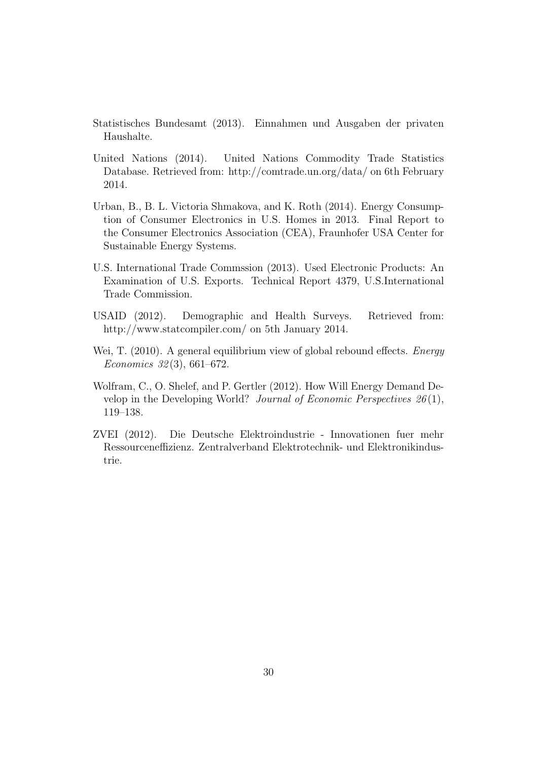Statistisches Bundesamt (2013). Einnahmen und Ausgaben der privaten Haushalte.

United Nations (2014). United Nations Commodity Trade Statistics Database. Retrieved from: http://comtrade.un.org/data/ on 6th February 2014.

Urban, B., B. L. Victoria Shmakova, and K. Roth (2014). Energy Consumption of Consumer Electronics in U.S. Homes in 2013. Final Report to the Consumer Electronics Association (CEA), Fraunhofer USA Center for Sustainable Energy Systems.

U.S. International Trade Commssion (2013). Used Electronic Products: An Examination of U.S. Exports. Technical Report 4379, U.S.International Trade Commission.

USAID (2012). Demographic and Health Surveys. Retrieved from: http://www.statcompiler.com/ on 5th January 2014.

Wei, T. (2010). A general equilibrium view of global rebound effects. *Energy Economics 32*(3), 661–672.

Wolfram, C., O. Shelef, and P. Gertler (2012). How Will Energy Demand Develop in the Developing World? *Journal of Economic Perspectives 26*(1), 119–138.

ZVEI (2012). Die Deutsche Elektroindustrie - Innovationen fuer mehr Ressourceneffizienz. Zentralverband Elektrotechnik- und Elektronikindustrie.